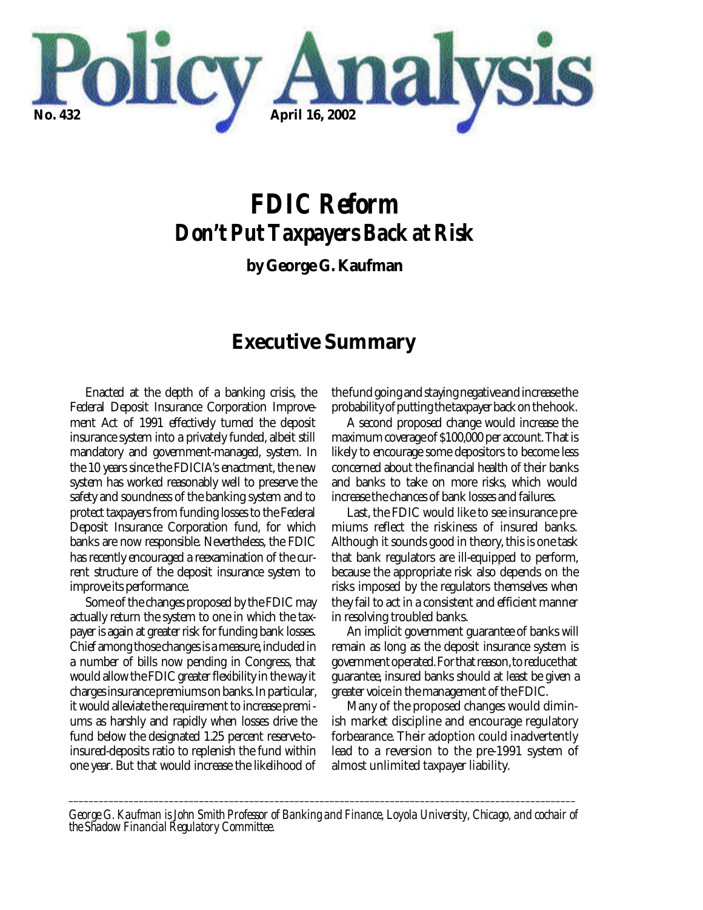# Policy Analysis

**No. 432** **April 16, 2002**

# FDIC Reform
## Don't Put Taxpayers Back at Risk

**by George G. Kaufman**

## Executive Summary

Enacted at the depth of a banking crisis, the Federal Deposit Insurance Corporation Improvement Act of 1991 effectively turned the deposit insurance system into a privately funded, albeit still mandatory and government-managed, system. In the 10 years since the FDICIA's enactment, the new system has worked reasonably well to preserve the safety and soundness of the banking system and to protect taxpayers from funding losses to the Federal Deposit Insurance Corporation fund, for which banks are now responsible. Nevertheless, the FDIC has recently encouraged a reexamination of the current structure of the deposit insurance system to improve its performance.

Some of the changes proposed by the FDIC may actually return the system to one in which the taxpayer is again at greater risk for funding bank losses. Chief among those changes is a measure, included in a number of bills now pending in Congress, that would allow the FDIC greater flexibility in the way it charges insurance premiums on banks. In particular, it would alleviate the requirement to increase premiums as harshly and rapidly when losses drive the fund below the designated 1.25 percent reserve-to-insured-deposits ratio to replenish the fund within one year. But that would increase the likelihood of the fund going and staying negative and increase the probability of putting the taxpayer back on the hook.

A second proposed change would increase the maximum coverage of $100,000 per account. That is likely to encourage some depositors to become less concerned about the financial health of their banks and banks to take on more risks, which would increase the chances of bank losses and failures.

Last, the FDIC would like to see insurance premiums reflect the riskiness of insured banks. Although it sounds good in theory, this is one task that bank regulators are ill-equipped to perform, because the appropriate risk also depends on the risks imposed by the regulators themselves when they fail to act in a consistent and efficient manner in resolving troubled banks.

An implicit government guarantee of banks will remain as long as the deposit insurance system is government operated. For that reason, to reduce that guarantee, insured banks should at least be given a greater voice in the management of the FDIC.

Many of the proposed changes would diminish market discipline and encourage regulatory forbearance. Their adoption could inadvertently lead to a reversion to the pre-1991 system of almost unlimited taxpayer liability.

---

*George G. Kaufman is John Smith Professor of Banking and Finance, Loyola University, Chicago, and cochair of the Shadow Financial Regulatory Committee.*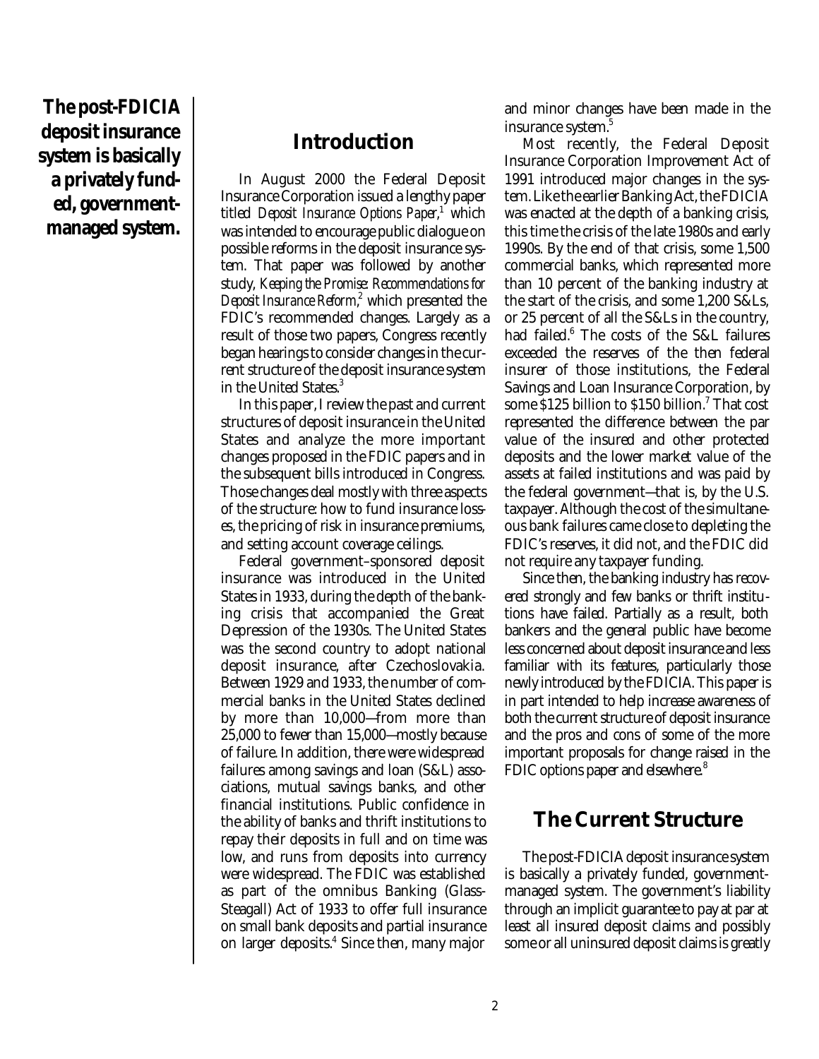**The post-FDICIA deposit insurance system is basically a privately funded, government-managed system.**

## Introduction

In August 2000 the Federal Deposit Insurance Corporation issued a lengthy paper titled *Deposit Insurance Options Paper*,[1] which was intended to encourage public dialogue on possible reforms in the deposit insurance system. That paper was followed by another study, *Keeping the Promise: Recommendations for Deposit Insurance Reform*,[2] which presented the FDIC's recommended changes. Largely as a result of those two papers, Congress recently began hearings to consider changes in the current structure of the deposit insurance system in the United States.[3]

In this paper, I review the past and current structures of deposit insurance in the United States and analyze the more important changes proposed in the FDIC papers and in the subsequent bills introduced in Congress. Those changes deal mostly with three aspects of the structure: how to fund insurance losses, the pricing of risk in insurance premiums, and setting account coverage ceilings.

Federal government–sponsored deposit insurance was introduced in the United States in 1933, during the depth of the banking crisis that accompanied the Great Depression of the 1930s. The United States was the second country to adopt national deposit insurance, after Czechoslovakia. Between 1929 and 1933, the number of commercial banks in the United States declined by more than 10,000—from more than 25,000 to fewer than 15,000—mostly because of failure. In addition, there were widespread failures among savings and loan (S&L) associations, mutual savings banks, and other financial institutions. Public confidence in the ability of banks and thrift institutions to repay their deposits in full and on time was low, and runs from deposits into currency were widespread. The FDIC was established as part of the omnibus Banking (Glass-Steagall) Act of 1933 to offer full insurance on small bank deposits and partial insurance on larger deposits.[4] Since then, many major and minor changes have been made in the insurance system.[5]

Most recently, the Federal Deposit Insurance Corporation Improvement Act of 1991 introduced major changes in the system. Like the earlier Banking Act, the FDICIA was enacted at the depth of a banking crisis, this time the crisis of the late 1980s and early 1990s. By the end of that crisis, some 1,500 commercial banks, which represented more than 10 percent of the banking industry at the start of the crisis, and some 1,200 S&Ls, or 25 percent of all the S&Ls in the country, had failed.[6] The costs of the S&L failures exceeded the reserves of the then federal insurer of those institutions, the Federal Savings and Loan Insurance Corporation, by some $125 billion to $150 billion.[7] That cost represented the difference between the par value of the insured and other protected deposits and the lower market value of the assets at failed institutions and was paid by the federal government—that is, by the U.S. taxpayer. Although the cost of the simultaneous bank failures came close to depleting the FDIC's reserves, it did not, and the FDIC did not require any taxpayer funding.

Since then, the banking industry has recovered strongly and few banks or thrift institutions have failed. Partially as a result, both bankers and the general public have become less concerned about deposit insurance and less familiar with its features, particularly those newly introduced by the FDICIA. This paper is in part intended to help increase awareness of both the current structure of deposit insurance and the pros and cons of some of the more important proposals for change raised in the FDIC options paper and elsewhere.[8]

## The Current Structure

The post-FDICIA deposit insurance system is basically a privately funded, government-managed system. The government's liability through an implicit guarantee to pay at par at least all insured deposit claims and possibly some or all uninsured deposit claims is greatly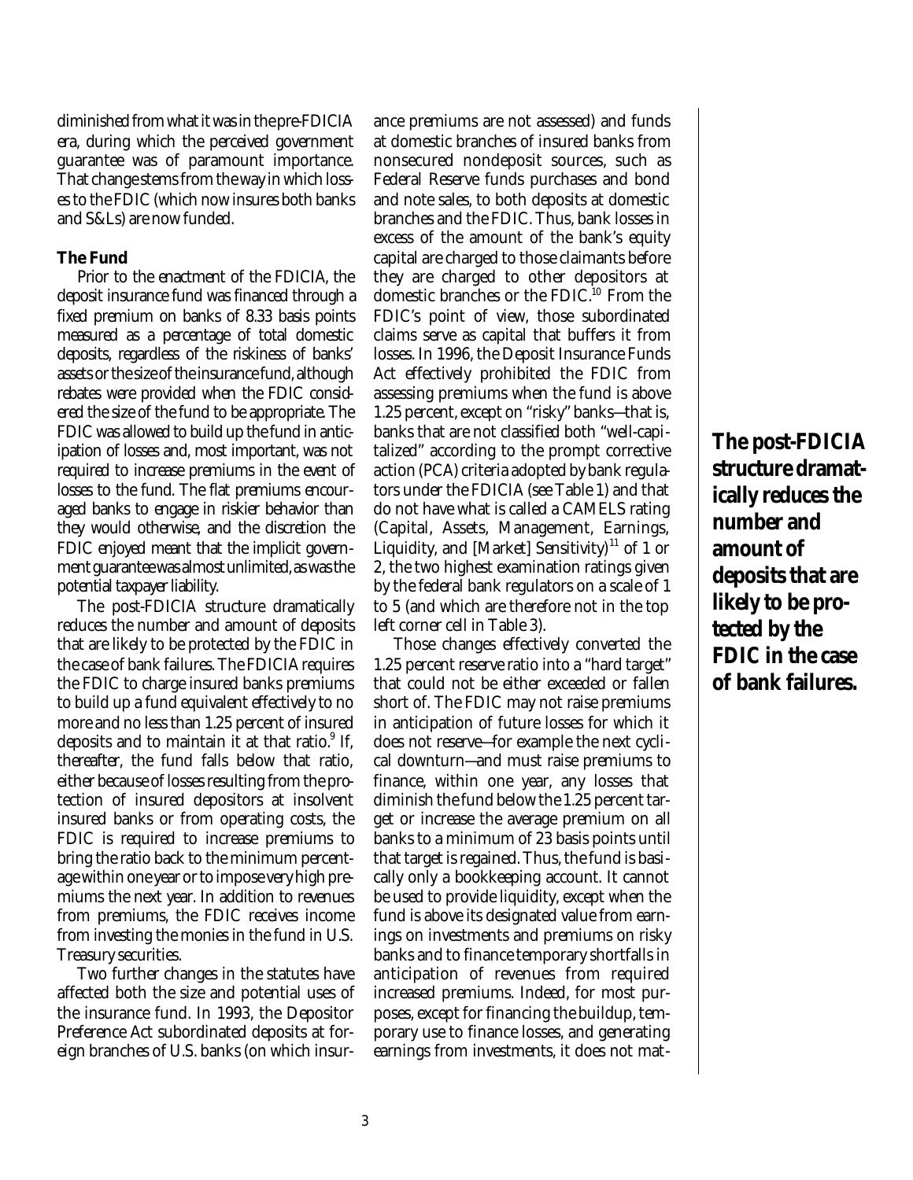diminished from what it was in the pre-FDICIA era, during which the perceived government guarantee was of paramount importance. That change stems from the way in which losses to the FDIC (which now insures both banks and S&Ls) are now funded.

### The Fund

Prior to the enactment of the FDICIA, the deposit insurance fund was financed through a fixed premium on banks of 8.33 basis points measured as a percentage of total domestic deposits, regardless of the riskiness of banks' assets or the size of the insurance fund, although rebates were provided when the FDIC considered the size of the fund to be appropriate. The FDIC was allowed to build up the fund in anticipation of losses and, most important, was not required to increase premiums in the event of losses to the fund. The flat premiums encouraged banks to engage in riskier behavior than they would otherwise, and the discretion the FDIC enjoyed meant that the implicit government guarantee was almost unlimited, as was the potential taxpayer liability.

The post-FDICIA structure dramatically reduces the number and amount of deposits that are likely to be protected by the FDIC in the case of bank failures. The FDICIA requires the FDIC to charge insured banks premiums to build up a fund equivalent effectively to no more and no less than 1.25 percent of insured deposits and to maintain it at that ratio.[9] If, thereafter, the fund falls below that ratio, either because of losses resulting from the protection of insured depositors at insolvent insured banks or from operating costs, the FDIC is required to increase premiums to bring the ratio back to the minimum percentage within one year or to impose very high premiums the next year. In addition to revenues from premiums, the FDIC receives income from investing the monies in the fund in U.S. Treasury securities.

Two further changes in the statutes have affected both the size and potential uses of the insurance fund. In 1993, the Depositor Preference Act subordinated deposits at foreign branches of U.S. banks (on which insurance premiums are not assessed) and funds at domestic branches of insured banks from nonsecured nondeposit sources, such as Federal Reserve funds purchases and bond and note sales, to both deposits at domestic branches and the FDIC. Thus, bank losses in excess of the amount of the bank's equity capital are charged to those claimants before they are charged to other depositors at domestic branches or the FDIC.[10] From the FDIC's point of view, those subordinated claims serve as capital that buffers it from losses. In 1996, the Deposit Insurance Funds Act effectively prohibited the FDIC from assessing premiums when the fund is above 1.25 percent, except on "risky" banks—that is, banks that are not classified both "well-capitalized" according to the prompt corrective action (PCA) criteria adopted by bank regulators under the FDICIA (see Table 1) and that do not have what is called a CAMELS rating (Capital, Assets, Management, Earnings, Liquidity, and [Market] Sensitivity)[11] of 1 or 2, the two highest examination ratings given by the federal bank regulators on a scale of 1 to 5 (and which are therefore not in the top left corner cell in Table 3).

Those changes effectively converted the 1.25 percent reserve ratio into a "hard target" that could not be either exceeded or fallen short of. The FDIC may not raise premiums in anticipation of future losses for which it does not reserve—for example the next cyclical downturn—and must raise premiums to finance, within one year, any losses that diminish the fund below the 1.25 percent target or increase the average premium on all banks to a minimum of 23 basis points until that target is regained. Thus, the fund is basically only a bookkeeping account. It cannot be used to provide liquidity, except when the fund is above its designated value from earnings on investments and premiums on risky banks and to finance temporary shortfalls in anticipation of revenues from required increased premiums. Indeed, for most purposes, except for financing the buildup, temporary use to finance losses, and generating earnings from investments, it does not mat-

**The post-FDICIA structure dramatically reduces the number and amount of deposits that are likely to be protected by the FDIC in the case of bank failures.**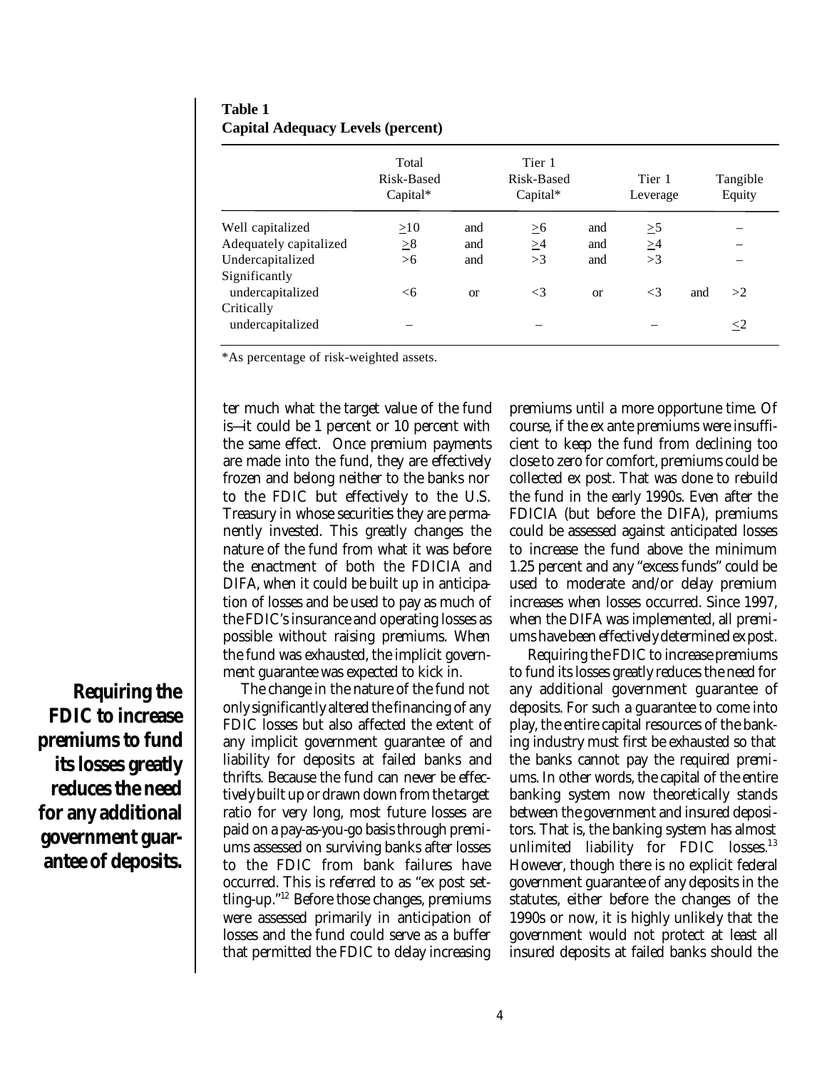**Table 1**
**Capital Adequacy Levels (percent)**

| | Total Risk-Based Capital* | | Tier 1 Risk-Based Capital* | | Tier 1 Leverage | | Tangible Equity |
|---|---|---|---|---|---|---|---|
| Well capitalized | ≥10 | and | ≥6 | and | ≥5 | | – |
| Adequately capitalized | ≥8 | and | ≥4 | and | ≥4 | | – |
| Undercapitalized | >6 | and | >3 | and | >3 | | – |
| Significantly undercapitalized | <6 | or | <3 | or | <3 | and | >2 |
| Critically undercapitalized | – | | – | | – | | ≤2 |

*As percentage of risk-weighted assets.

ter much what the target value of the fund is—it could be 1 percent or 10 percent with the same effect. Once premium payments are made into the fund, they are effectively frozen and belong neither to the banks nor to the FDIC but effectively to the U.S. Treasury in whose securities they are permanently invested. This greatly changes the nature of the fund from what it was before the enactment of both the FDICIA and DIFA, when it could be built up in anticipation of losses and be used to pay as much of the FDIC's insurance and operating losses as possible without raising premiums. When the fund was exhausted, the implicit government guarantee was expected to kick in.

The change in the nature of the fund not only significantly altered the financing of any FDIC losses but also affected the extent of any implicit government guarantee of and liability for deposits at failed banks and thrifts. Because the fund can never be effectively built up or drawn down from the target ratio for very long, most future losses are paid on a pay-as-you-go basis through premiums assessed on surviving banks after losses to the FDIC from bank failures have occurred. This is referred to as "ex post settling-up."[12] Before those changes, premiums were assessed primarily in anticipation of losses and the fund could serve as a buffer that permitted the FDIC to delay increasing premiums until a more opportune time. Of course, if the ex ante premiums were insufficient to keep the fund from declining too close to zero for comfort, premiums could be collected ex post. That was done to rebuild the fund in the early 1990s. Even after the FDICIA (but before the DIFA), premiums could be assessed against anticipated losses to increase the fund above the minimum 1.25 percent and any "excess funds" could be used to moderate and/or delay premium increases when losses occurred. Since 1997, when the DIFA was implemented, all premiums have been effectively determined ex post.

**Requiring the FDIC to increase premiums to fund its losses greatly reduces the need for any additional government guarantee of deposits.**

Requiring the FDIC to increase premiums to fund its losses greatly reduces the need for any additional government guarantee of deposits. For such a guarantee to come into play, the entire capital resources of the banking industry must first be exhausted so that the banks cannot pay the required premiums. In other words, the capital of the entire banking system now theoretically stands between the government and insured depositors. That is, the banking system has almost unlimited liability for FDIC losses.[13] However, though there is no explicit federal government guarantee of any deposits in the statutes, either before the changes of the 1990s or now, it is highly unlikely that the government would not protect at least all insured deposits at failed banks should the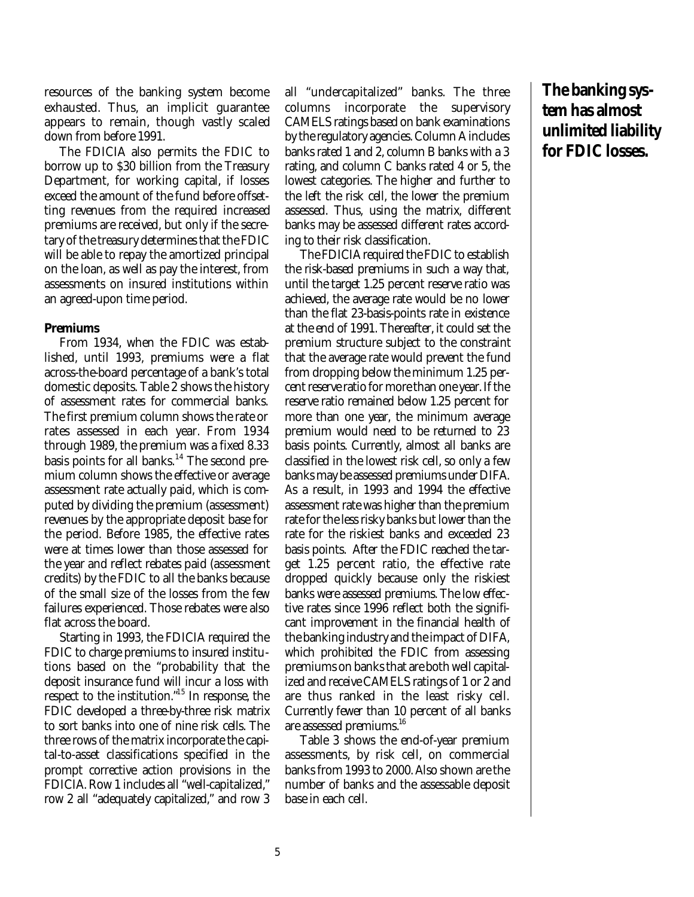resources of the banking system become exhausted. Thus, an implicit guarantee appears to remain, though vastly scaled down from before 1991.

The FDICIA also permits the FDIC to borrow up to $30 billion from the Treasury Department, for working capital, if losses exceed the amount of the fund before offsetting revenues from the required increased premiums are received, but only if the secretary of the treasury determines that the FDIC will be able to repay the amortized principal on the loan, as well as pay the interest, from assessments on insured institutions within an agreed-upon time period.

**Premiums**

From 1934, when the FDIC was established, until 1993, premiums were a flat across-the-board percentage of a bank's total domestic deposits. Table 2 shows the history of assessment rates for commercial banks. The first premium column shows the rate or rates assessed in each year. From 1934 through 1989, the premium was a fixed 8.33 basis points for all banks.[14] The second premium column shows the effective or average assessment rate actually paid, which is computed by dividing the premium (assessment) revenues by the appropriate deposit base for the period. Before 1985, the effective rates were at times lower than those assessed for the year and reflect rebates paid (assessment credits) by the FDIC to all the banks because of the small size of the losses from the few failures experienced. Those rebates were also flat across the board.

Starting in 1993, the FDICIA required the FDIC to charge premiums to insured institutions based on the "probability that the deposit insurance fund will incur a loss with respect to the institution."[15] In response, the FDIC developed a three-by-three risk matrix to sort banks into one of nine risk cells. The three rows of the matrix incorporate the capital-to-asset classifications specified in the prompt corrective action provisions in the FDICIA. Row 1 includes all "well-capitalized," row 2 all "adequately capitalized," and row 3 all "undercapitalized" banks. The three columns incorporate the supervisory CAMELS ratings based on bank examinations by the regulatory agencies. Column A includes banks rated 1 and 2, column B banks with a 3 rating, and column C banks rated 4 or 5, the lowest categories. The higher and further to the left the risk cell, the lower the premium assessed. Thus, using the matrix, different banks may be assessed different rates according to their risk classification.

The FDICIA required the FDIC to establish the risk-based premiums in such a way that, until the target 1.25 percent reserve ratio was achieved, the average rate would be no lower than the flat 23-basis-points rate in existence at the end of 1991. Thereafter, it could set the premium structure subject to the constraint that the average rate would prevent the fund from dropping below the minimum 1.25 percent reserve ratio for more than one year. If the reserve ratio remained below 1.25 percent for more than one year, the minimum average premium would need to be returned to 23 basis points. Currently, almost all banks are classified in the lowest risk cell, so only a few banks may be assessed premiums under DIFA. As a result, in 1993 and 1994 the effective assessment rate was higher than the premium rate for the less risky banks but lower than the rate for the riskiest banks and exceeded 23 basis points. After the FDIC reached the target 1.25 percent ratio, the effective rate dropped quickly because only the riskiest banks were assessed premiums. The low effective rates since 1996 reflect both the significant improvement in the financial health of the banking industry and the impact of DIFA, which prohibited the FDIC from assessing premiums on banks that are both well capitalized and receive CAMELS ratings of 1 or 2 and are thus ranked in the least risky cell. Currently fewer than 10 percent of all banks are assessed premiums.[16]

Table 3 shows the end-of-year premium assessments, by risk cell, on commercial banks from 1993 to 2000. Also shown are the number of banks and the assessable deposit base in each cell.

**The banking system has almost unlimited liability for FDIC losses.**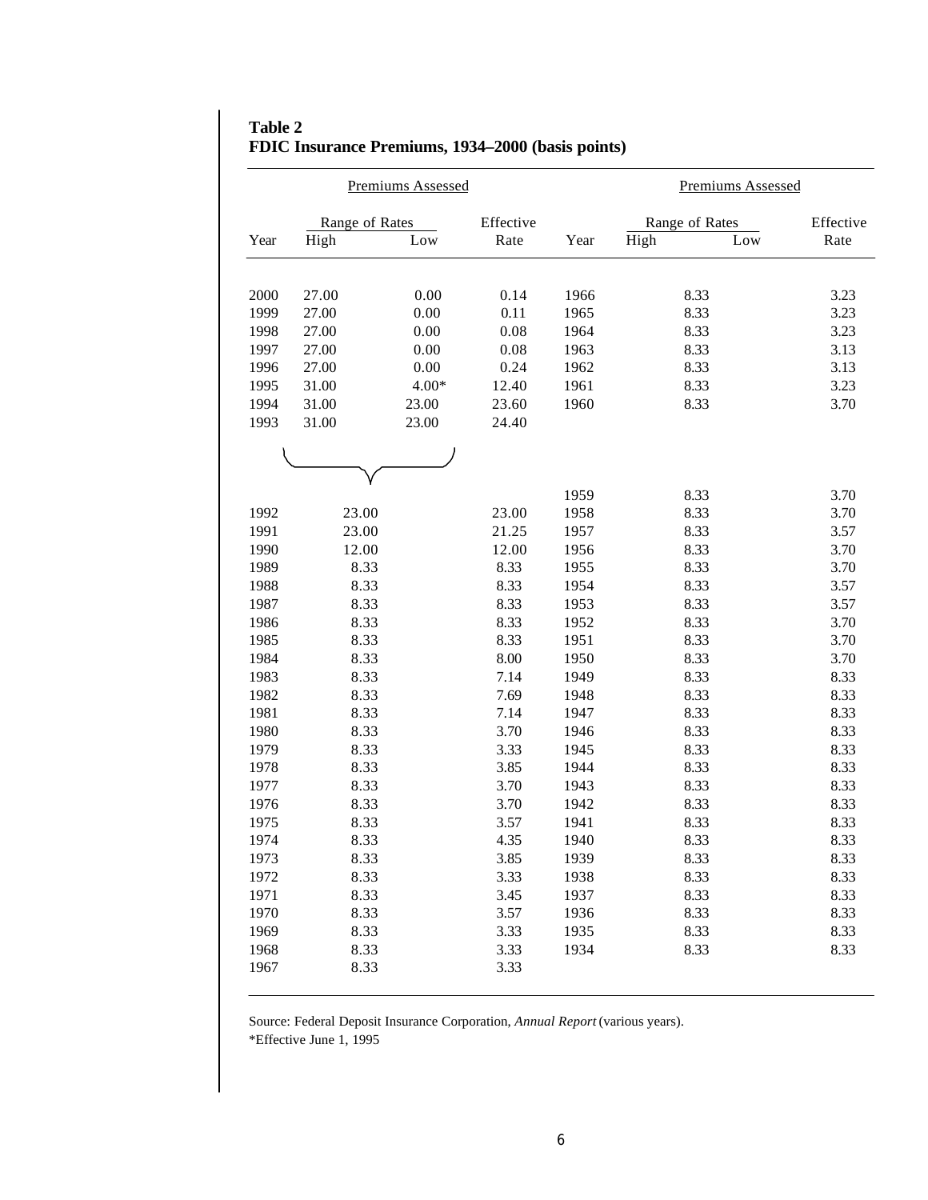**Table 2**
**FDIC Insurance Premiums, 1934–2000 (basis points)**

| | Premiums Assessed | | | | Premiums Assessed | | |
|---|---|---|---|---|---|---|---|
| | Range of Rates | | Effective | | Range of Rates | | Effective |
| Year | High | Low | Rate | Year | High | Low | Rate |
| 2000 | 27.00 | 0.00 | 0.14 | 1966 | 8.33 | | 3.23 |
| 1999 | 27.00 | 0.00 | 0.11 | 1965 | 8.33 | | 3.23 |
| 1998 | 27.00 | 0.00 | 0.08 | 1964 | 8.33 | | 3.23 |
| 1997 | 27.00 | 0.00 | 0.08 | 1963 | 8.33 | | 3.13 |
| 1996 | 27.00 | 0.00 | 0.24 | 1962 | 8.33 | | 3.13 |
| 1995 | 31.00 | 4.00* | 12.40 | 1961 | 8.33 | | 3.23 |
| 1994 | 31.00 | 23.00 | 23.60 | 1960 | 8.33 | | 3.70 |
| 1993 | 31.00 | 23.00 | 24.40 | | | | |
| | | | | 1959 | 8.33 | | 3.70 |
| 1992 | 23.00 | | 23.00 | 1958 | 8.33 | | 3.70 |
| 1991 | 23.00 | | 21.25 | 1957 | 8.33 | | 3.57 |
| 1990 | 12.00 | | 12.00 | 1956 | 8.33 | | 3.70 |
| 1989 | 8.33 | | 8.33 | 1955 | 8.33 | | 3.70 |
| 1988 | 8.33 | | 8.33 | 1954 | 8.33 | | 3.57 |
| 1987 | 8.33 | | 8.33 | 1953 | 8.33 | | 3.57 |
| 1986 | 8.33 | | 8.33 | 1952 | 8.33 | | 3.70 |
| 1985 | 8.33 | | 8.33 | 1951 | 8.33 | | 3.70 |
| 1984 | 8.33 | | 8.00 | 1950 | 8.33 | | 3.70 |
| 1983 | 8.33 | | 7.14 | 1949 | 8.33 | | 8.33 |
| 1982 | 8.33 | | 7.69 | 1948 | 8.33 | | 8.33 |
| 1981 | 8.33 | | 7.14 | 1947 | 8.33 | | 8.33 |
| 1980 | 8.33 | | 3.70 | 1946 | 8.33 | | 8.33 |
| 1979 | 8.33 | | 3.33 | 1945 | 8.33 | | 8.33 |
| 1978 | 8.33 | | 3.85 | 1944 | 8.33 | | 8.33 |
| 1977 | 8.33 | | 3.70 | 1943 | 8.33 | | 8.33 |
| 1976 | 8.33 | | 3.70 | 1942 | 8.33 | | 8.33 |
| 1975 | 8.33 | | 3.57 | 1941 | 8.33 | | 8.33 |
| 1974 | 8.33 | | 4.35 | 1940 | 8.33 | | 8.33 |
| 1973 | 8.33 | | 3.85 | 1939 | 8.33 | | 8.33 |
| 1972 | 8.33 | | 3.33 | 1938 | 8.33 | | 8.33 |
| 1971 | 8.33 | | 3.45 | 1937 | 8.33 | | 8.33 |
| 1970 | 8.33 | | 3.57 | 1936 | 8.33 | | 8.33 |
| 1969 | 8.33 | | 3.33 | 1935 | 8.33 | | 8.33 |
| 1968 | 8.33 | | 3.33 | 1934 | 8.33 | | 8.33 |
| 1967 | 8.33 | | 3.33 | | | | |

Source: Federal Deposit Insurance Corporation, *Annual Report* (various years).
*Effective June 1, 1995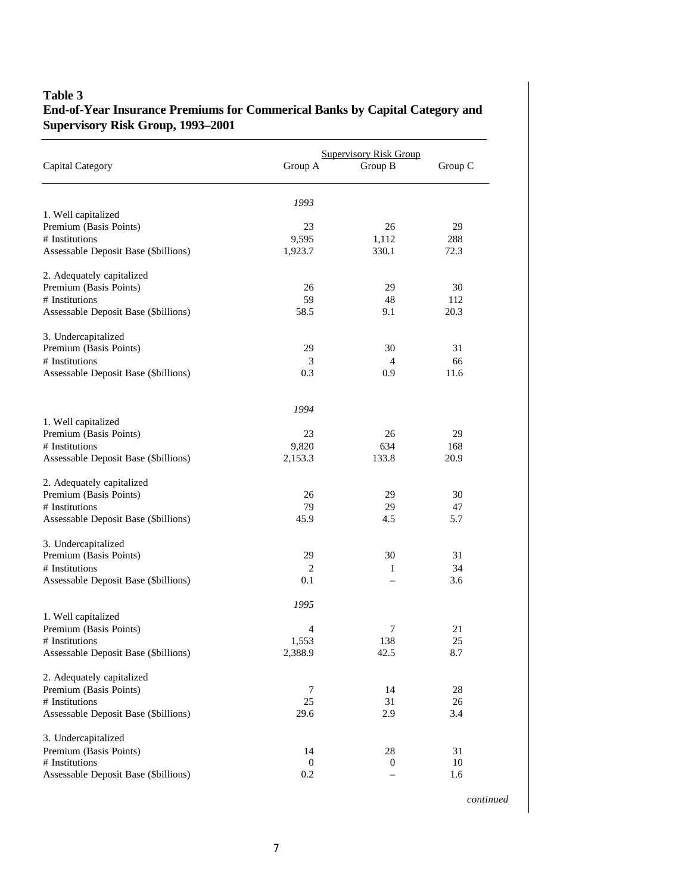**Table 3**
**End-of-Year Insurance Premiums for Commerical Banks by Capital Category and Supervisory Risk Group, 1993–2001**

| Capital Category | Supervisory Risk Group | | |
|---|---|---|---|
| | Group A | Group B | Group C |
| | *1993* | | |
| 1. Well capitalized | | | |
| Premium (Basis Points) | 23 | 26 | 29 |
| # Institutions | 9,595 | 1,112 | 288 |
| Assessable Deposit Base ($billions) | 1,923.7 | 330.1 | 72.3 |
| 2. Adequately capitalized | | | |
| Premium (Basis Points) | 26 | 29 | 30 |
| # Institutions | 59 | 48 | 112 |
| Assessable Deposit Base ($billions) | 58.5 | 9.1 | 20.3 |
| 3. Undercapitalized | | | |
| Premium (Basis Points) | 29 | 30 | 31 |
| # Institutions | 3 | 4 | 66 |
| Assessable Deposit Base ($billions) | 0.3 | 0.9 | 11.6 |
| | *1994* | | |
| 1. Well capitalized | | | |
| Premium (Basis Points) | 23 | 26 | 29 |
| # Institutions | 9,820 | 634 | 168 |
| Assessable Deposit Base ($billions) | 2,153.3 | 133.8 | 20.9 |
| 2. Adequately capitalized | | | |
| Premium (Basis Points) | 26 | 29 | 30 |
| # Institutions | 79 | 29 | 47 |
| Assessable Deposit Base ($billions) | 45.9 | 4.5 | 5.7 |
| 3. Undercapitalized | | | |
| Premium (Basis Points) | 29 | 30 | 31 |
| # Institutions | 2 | 1 | 34 |
| Assessable Deposit Base ($billions) | 0.1 | – | 3.6 |
| | *1995* | | |
| 1. Well capitalized | | | |
| Premium (Basis Points) | 4 | 7 | 21 |
| # Institutions | 1,553 | 138 | 25 |
| Assessable Deposit Base ($billions) | 2,388.9 | 42.5 | 8.7 |
| 2. Adequately capitalized | | | |
| Premium (Basis Points) | 7 | 14 | 28 |
| # Institutions | 25 | 31 | 26 |
| Assessable Deposit Base ($billions) | 29.6 | 2.9 | 3.4 |
| 3. Undercapitalized | | | |
| Premium (Basis Points) | 14 | 28 | 31 |
| # Institutions | 0 | 0 | 10 |
| Assessable Deposit Base ($billions) | 0.2 | – | 1.6 |

*continued*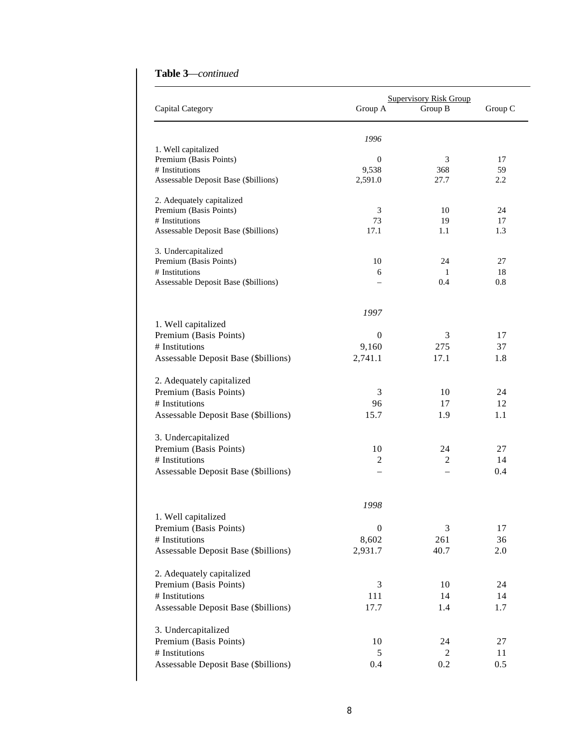**Table 3**—*continued*

| Capital Category | Supervisory Risk Group Group A | Group B | Group C |
|---|---|---|---|
| | *1996* | | |
| 1. Well capitalized | | | |
| Premium (Basis Points) | 0 | 3 | 17 |
| # Institutions | 9,538 | 368 | 59 |
| Assessable Deposit Base ($billions) | 2,591.0 | 27.7 | 2.2 |
| 2. Adequately capitalized | | | |
| Premium (Basis Points) | 3 | 10 | 24 |
| # Institutions | 73 | 19 | 17 |
| Assessable Deposit Base ($billions) | 17.1 | 1.1 | 1.3 |
| 3. Undercapitalized | | | |
| Premium (Basis Points) | 10 | 24 | 27 |
| # Institutions | 6 | 1 | 18 |
| Assessable Deposit Base ($billions) | – | 0.4 | 0.8 |
| | *1997* | | |
| 1. Well capitalized | | | |
| Premium (Basis Points) | 0 | 3 | 17 |
| # Institutions | 9,160 | 275 | 37 |
| Assessable Deposit Base ($billions) | 2,741.1 | 17.1 | 1.8 |
| 2. Adequately capitalized | | | |
| Premium (Basis Points) | 3 | 10 | 24 |
| # Institutions | 96 | 17 | 12 |
| Assessable Deposit Base ($billions) | 15.7 | 1.9 | 1.1 |
| 3. Undercapitalized | | | |
| Premium (Basis Points) | 10 | 24 | 27 |
| # Institutions | 2 | 2 | 14 |
| Assessable Deposit Base ($billions) | – | – | 0.4 |
| | *1998* | | |
| 1. Well capitalized | | | |
| Premium (Basis Points) | 0 | 3 | 17 |
| # Institutions | 8,602 | 261 | 36 |
| Assessable Deposit Base ($billions) | 2,931.7 | 40.7 | 2.0 |
| 2. Adequately capitalized | | | |
| Premium (Basis Points) | 3 | 10 | 24 |
| # Institutions | 111 | 14 | 14 |
| Assessable Deposit Base ($billions) | 17.7 | 1.4 | 1.7 |
| 3. Undercapitalized | | | |
| Premium (Basis Points) | 10 | 24 | 27 |
| # Institutions | 5 | 2 | 11 |
| Assessable Deposit Base ($billions) | 0.4 | 0.2 | 0.5 |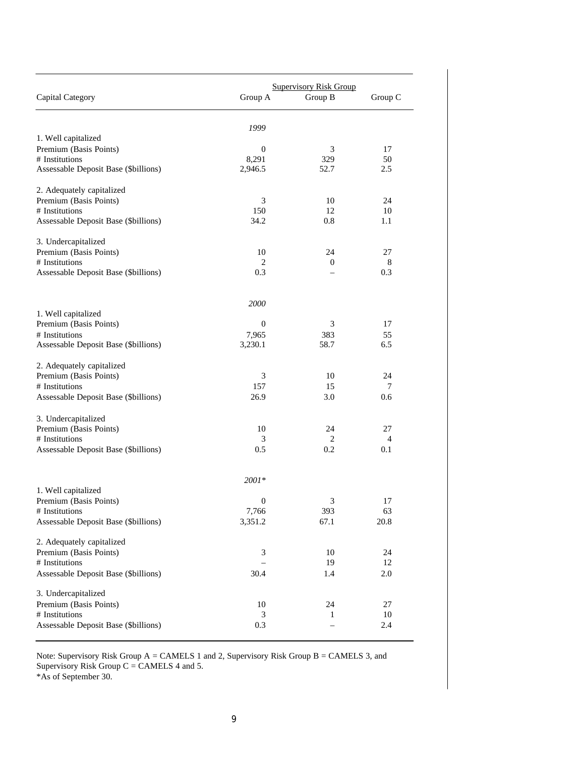| Capital Category | Supervisory Risk Group | | |
|---|---|---|---|
| | Group A | Group B | Group C |
| | *1999* | | |
| 1. Well capitalized | | | |
| Premium (Basis Points) | 0 | 3 | 17 |
| # Institutions | 8,291 | 329 | 50 |
| Assessable Deposit Base ($billions) | 2,946.5 | 52.7 | 2.5 |
| 2. Adequately capitalized | | | |
| Premium (Basis Points) | 3 | 10 | 24 |
| # Institutions | 150 | 12 | 10 |
| Assessable Deposit Base ($billions) | 34.2 | 0.8 | 1.1 |
| 3. Undercapitalized | | | |
| Premium (Basis Points) | 10 | 24 | 27 |
| # Institutions | 2 | 0 | 8 |
| Assessable Deposit Base ($billions) | 0.3 | – | 0.3 |
| | *2000* | | |
| 1. Well capitalized | | | |
| Premium (Basis Points) | 0 | 3 | 17 |
| # Institutions | 7,965 | 383 | 55 |
| Assessable Deposit Base ($billions) | 3,230.1 | 58.7 | 6.5 |
| 2. Adequately capitalized | | | |
| Premium (Basis Points) | 3 | 10 | 24 |
| # Institutions | 157 | 15 | 7 |
| Assessable Deposit Base ($billions) | 26.9 | 3.0 | 0.6 |
| 3. Undercapitalized | | | |
| Premium (Basis Points) | 10 | 24 | 27 |
| # Institutions | 3 | 2 | 4 |
| Assessable Deposit Base ($billions) | 0.5 | 0.2 | 0.1 |
| | *2001** | | |
| 1. Well capitalized | | | |
| Premium (Basis Points) | 0 | 3 | 17 |
| # Institutions | 7,766 | 393 | 63 |
| Assessable Deposit Base ($billions) | 3,351.2 | 67.1 | 20.8 |
| 2. Adequately capitalized | | | |
| Premium (Basis Points) | 3 | 10 | 24 |
| # Institutions | – | 19 | 12 |
| Assessable Deposit Base ($billions) | 30.4 | 1.4 | 2.0 |
| 3. Undercapitalized | | | |
| Premium (Basis Points) | 10 | 24 | 27 |
| # Institutions | 3 | 1 | 10 |
| Assessable Deposit Base ($billions) | 0.3 | – | 2.4 |

Note: Supervisory Risk Group A = CAMELS 1 and 2, Supervisory Risk Group B = CAMELS 3, and Supervisory Risk Group C = CAMELS 4 and 5.
*As of September 30.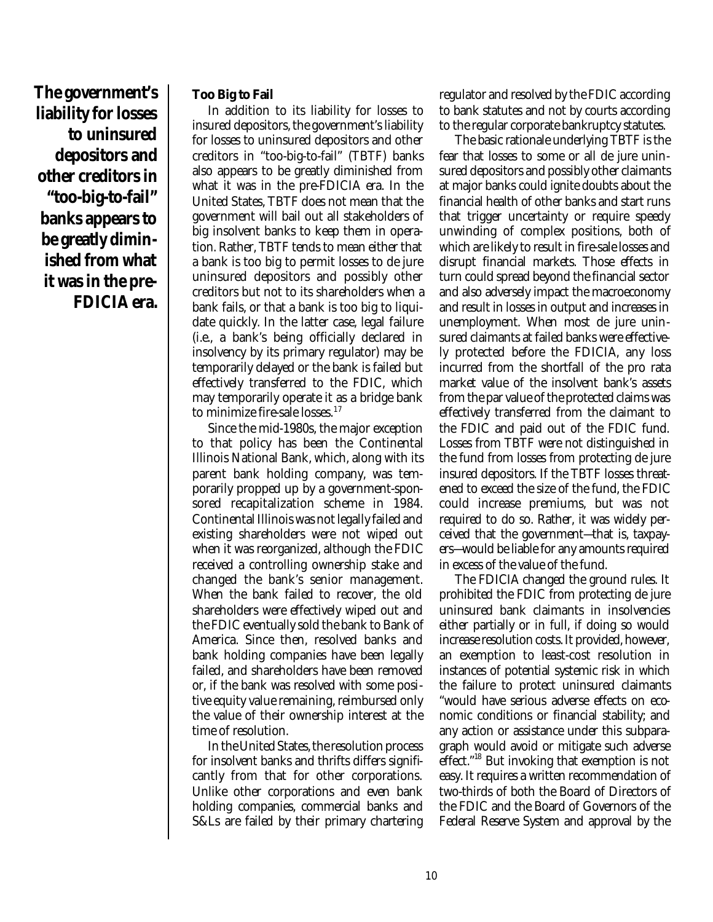**The government's liability for losses to uninsured depositors and other creditors in "too-big-to-fail" banks appears to be greatly diminished from what it was in the pre-FDICIA era.**

**Too Big to Fail**

In addition to its liability for losses to insured depositors, the government's liability for losses to uninsured depositors and other creditors in "too-big-to-fail" (TBTF) banks also appears to be greatly diminished from what it was in the pre-FDICIA era. In the United States, TBTF does not mean that the government will bail out all stakeholders of big insolvent banks to keep them in operation. Rather, TBTF tends to mean either that a bank is too big to permit losses to de jure uninsured depositors and possibly other creditors but not to its shareholders when a bank fails, or that a bank is too big to liquidate quickly. In the latter case, legal failure (i.e., a bank's being officially declared in insolvency by its primary regulator) may be temporarily delayed or the bank is failed but effectively transferred to the FDIC, which may temporarily operate it as a bridge bank to minimize fire-sale losses.[17]

Since the mid-1980s, the major exception to that policy has been the Continental Illinois National Bank, which, along with its parent bank holding company, was temporarily propped up by a government-sponsored recapitalization scheme in 1984. Continental Illinois was not legally failed and existing shareholders were not wiped out when it was reorganized, although the FDIC received a controlling ownership stake and changed the bank's senior management. When the bank failed to recover, the old shareholders were effectively wiped out and the FDIC eventually sold the bank to Bank of America. Since then, resolved banks and bank holding companies have been legally failed, and shareholders have been removed or, if the bank was resolved with some positive equity value remaining, reimbursed only the value of their ownership interest at the time of resolution.

In the United States, the resolution process for insolvent banks and thrifts differs significantly from that for other corporations. Unlike other corporations and even bank holding companies, commercial banks and S&Ls are failed by their primary chartering regulator and resolved by the FDIC according to bank statutes and not by courts according to the regular corporate bankruptcy statutes.

The basic rationale underlying TBTF is the fear that losses to some or all de jure uninsured depositors and possibly other claimants at major banks could ignite doubts about the financial health of other banks and start runs that trigger uncertainty or require speedy unwinding of complex positions, both of which are likely to result in fire-sale losses and disrupt financial markets. Those effects in turn could spread beyond the financial sector and also adversely impact the macroeconomy and result in losses in output and increases in unemployment. When most de jure uninsured claimants at failed banks were effectively protected before the FDICIA, any loss incurred from the shortfall of the pro rata market value of the insolvent bank's assets from the par value of the protected claims was effectively transferred from the claimant to the FDIC and paid out of the FDIC fund. Losses from TBTF were not distinguished in the fund from losses from protecting de jure insured depositors. If the TBTF losses threatened to exceed the size of the fund, the FDIC could increase premiums, but was not required to do so. Rather, it was widely perceived that the government—that is, taxpayers—would be liable for any amounts required in excess of the value of the fund.

The FDICIA changed the ground rules. It prohibited the FDIC from protecting de jure uninsured bank claimants in insolvencies either partially or in full, if doing so would increase resolution costs. It provided, however, an exemption to least-cost resolution in instances of potential systemic risk in which the failure to protect uninsured claimants "would have serious adverse effects on economic conditions or financial stability; and any action or assistance under this subparagraph would avoid or mitigate such adverse effect."[18] But invoking that exemption is not easy. It requires a written recommendation of two-thirds of both the Board of Directors of the FDIC and the Board of Governors of the Federal Reserve System and approval by the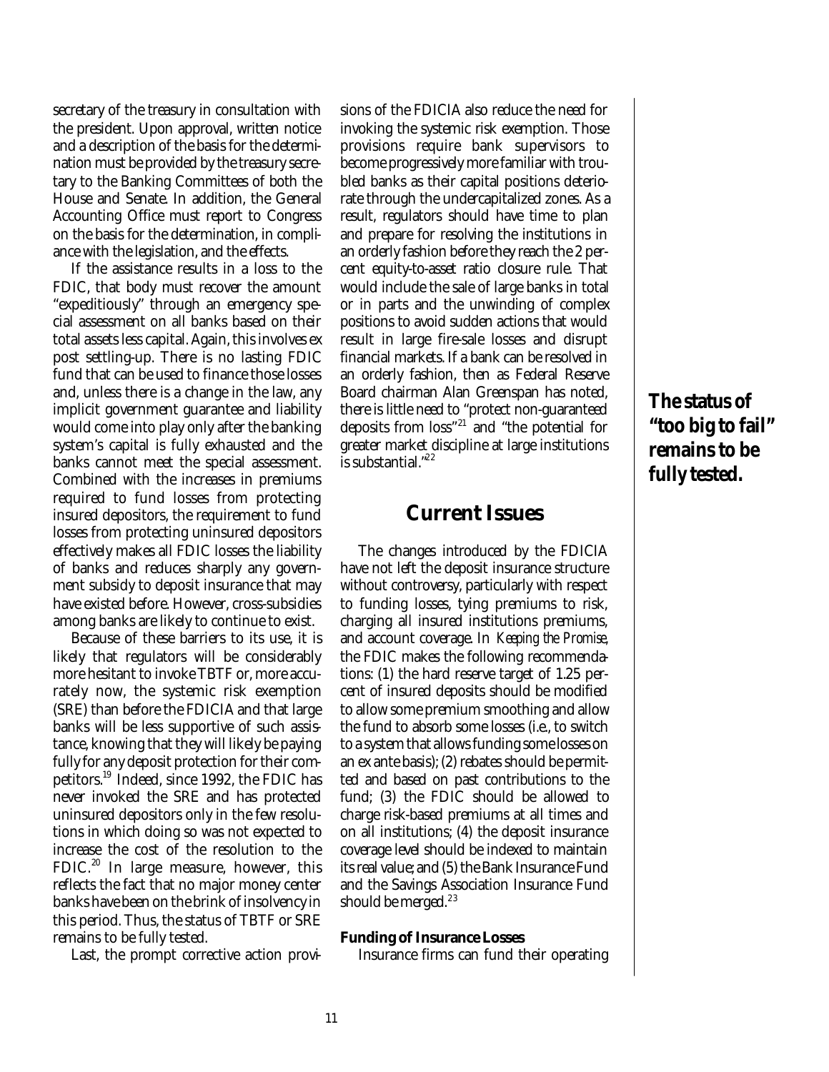secretary of the treasury in consultation with the president. Upon approval, written notice and a description of the basis for the determination must be provided by the treasury secretary to the Banking Committees of both the House and Senate. In addition, the General Accounting Office must report to Congress on the basis for the determination, in compliance with the legislation, and the effects.

If the assistance results in a loss to the FDIC, that body must recover the amount "expeditiously" through an emergency special assessment on all banks based on their total assets less capital. Again, this involves ex post settling-up. There is no lasting FDIC fund that can be used to finance those losses and, unless there is a change in the law, any implicit government guarantee and liability would come into play only after the banking system's capital is fully exhausted and the banks cannot meet the special assessment. Combined with the increases in premiums required to fund losses from protecting insured depositors, the requirement to fund losses from protecting uninsured depositors effectively makes all FDIC losses the liability of banks and reduces sharply any government subsidy to deposit insurance that may have existed before. However, cross-subsidies among banks are likely to continue to exist.

Because of these barriers to its use, it is likely that regulators will be considerably more hesitant to invoke TBTF or, more accurately now, the systemic risk exemption (SRE) than before the FDICIA and that large banks will be less supportive of such assistance, knowing that they will likely be paying fully for any deposit protection for their competitors.[19] Indeed, since 1992, the FDIC has never invoked the SRE and has protected uninsured depositors only in the few resolutions in which doing so was not expected to increase the cost of the resolution to the FDIC.[20] In large measure, however, this reflects the fact that no major money center banks have been on the brink of insolvency in this period. Thus, the status of TBTF or SRE remains to be fully tested.

Last, the prompt corrective action provisions of the FDICIA also reduce the need for invoking the systemic risk exemption. Those provisions require bank supervisors to become progressively more familiar with troubled banks as their capital positions deteriorate through the undercapitalized zones. As a result, regulators should have time to plan and prepare for resolving the institutions in an orderly fashion before they reach the 2 percent equity-to-asset ratio closure rule. That would include the sale of large banks in total or in parts and the unwinding of complex positions to avoid sudden actions that would result in large fire-sale losses and disrupt financial markets. If a bank can be resolved in an orderly fashion, then as Federal Reserve Board chairman Alan Greenspan has noted, there is little need to "protect non-guaranteed deposits from loss"[21] and "the potential for greater market discipline at large institutions is substantial."[22]

**The status of "too big to fail" remains to be fully tested.**

## Current Issues

The changes introduced by the FDICIA have not left the deposit insurance structure without controversy, particularly with respect to funding losses, tying premiums to risk, charging all insured institutions premiums, and account coverage. In *Keeping the Promise*, the FDIC makes the following recommendations: (1) the hard reserve target of 1.25 percent of insured deposits should be modified to allow some premium smoothing and allow the fund to absorb some losses (i.e., to switch to a system that allows funding some losses on an ex ante basis); (2) rebates should be permitted and based on past contributions to the fund; (3) the FDIC should be allowed to charge risk-based premiums at all times and on all institutions; (4) the deposit insurance coverage level should be indexed to maintain its real value; and (5) the Bank Insurance Fund and the Savings Association Insurance Fund should be merged.[23]

### Funding of Insurance Losses

Insurance firms can fund their operating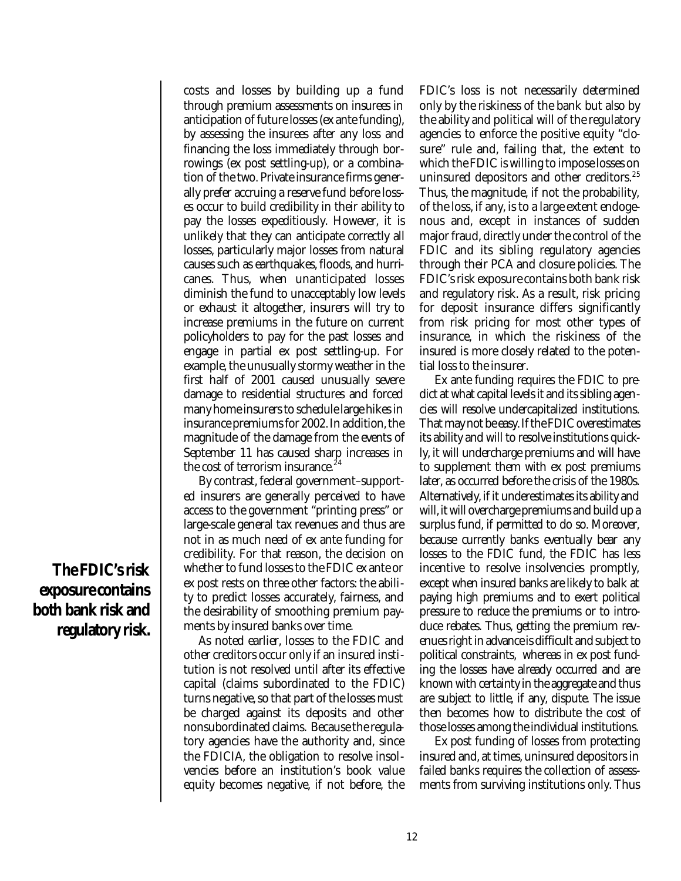costs and losses by building up a fund through premium assessments on insurees in anticipation of future losses (ex ante funding), by assessing the insurees after any loss and financing the loss immediately through borrowings (ex post settling-up), or a combination of the two. Private insurance firms generally prefer accruing a reserve fund before losses occur to build credibility in their ability to pay the losses expeditiously. However, it is unlikely that they can anticipate correctly all losses, particularly major losses from natural causes such as earthquakes, floods, and hurricanes. Thus, when unanticipated losses diminish the fund to unacceptably low levels or exhaust it altogether, insurers will try to increase premiums in the future on current policyholders to pay for the past losses and engage in partial ex post settling-up. For example, the unusually stormy weather in the first half of 2001 caused unusually severe damage to residential structures and forced many home insurers to schedule large hikes in insurance premiums for 2002. In addition, the magnitude of the damage from the events of September 11 has caused sharp increases in the cost of terrorism insurance.[24]

By contrast, federal government–supported insurers are generally perceived to have access to the government "printing press" or large-scale general tax revenues and thus are not in as much need of ex ante funding for credibility. For that reason, the decision on whether to fund losses to the FDIC ex ante or ex post rests on three other factors: the ability to predict losses accurately, fairness, and the desirability of smoothing premium payments by insured banks over time.

**The FDIC's risk exposure contains both bank risk and regulatory risk.**

As noted earlier, losses to the FDIC and other creditors occur only if an insured institution is not resolved until after its effective capital (claims subordinated to the FDIC) turns negative, so that part of the losses must be charged against its deposits and other nonsubordinated claims. Because the regulatory agencies have the authority and, since the FDICIA, the obligation to resolve insolvencies before an institution's book value equity becomes negative, if not before, the FDIC's loss is not necessarily determined only by the riskiness of the bank but also by the ability and political will of the regulatory agencies to enforce the positive equity "closure" rule and, failing that, the extent to which the FDIC is willing to impose losses on uninsured depositors and other creditors.[25] Thus, the magnitude, if not the probability, of the loss, if any, is to a large extent endogenous and, except in instances of sudden major fraud, directly under the control of the FDIC and its sibling regulatory agencies through their PCA and closure policies. The FDIC's risk exposure contains both bank risk and regulatory risk. As a result, risk pricing for deposit insurance differs significantly from risk pricing for most other types of insurance, in which the riskiness of the insured is more closely related to the potential loss to the insurer.

Ex ante funding requires the FDIC to predict at what capital levels it and its sibling agencies will resolve undercapitalized institutions. That may not be easy. If the FDIC overestimates its ability and will to resolve institutions quickly, it will undercharge premiums and will have to supplement them with ex post premiums later, as occurred before the crisis of the 1980s. Alternatively, if it underestimates its ability and will, it will overcharge premiums and build up a surplus fund, if permitted to do so. Moreover, because currently banks eventually bear any losses to the FDIC fund, the FDIC has less incentive to resolve insolvencies promptly, except when insured banks are likely to balk at paying high premiums and to exert political pressure to reduce the premiums or to introduce rebates. Thus, getting the premium revenues right in advance is difficult and subject to political constraints, whereas in ex post funding the losses have already occurred and are known with certainty in the aggregate and thus are subject to little, if any, dispute. The issue then becomes how to distribute the cost of those losses among the individual institutions.

Ex post funding of losses from protecting insured and, at times, uninsured depositors in failed banks requires the collection of assessments from surviving institutions only. Thus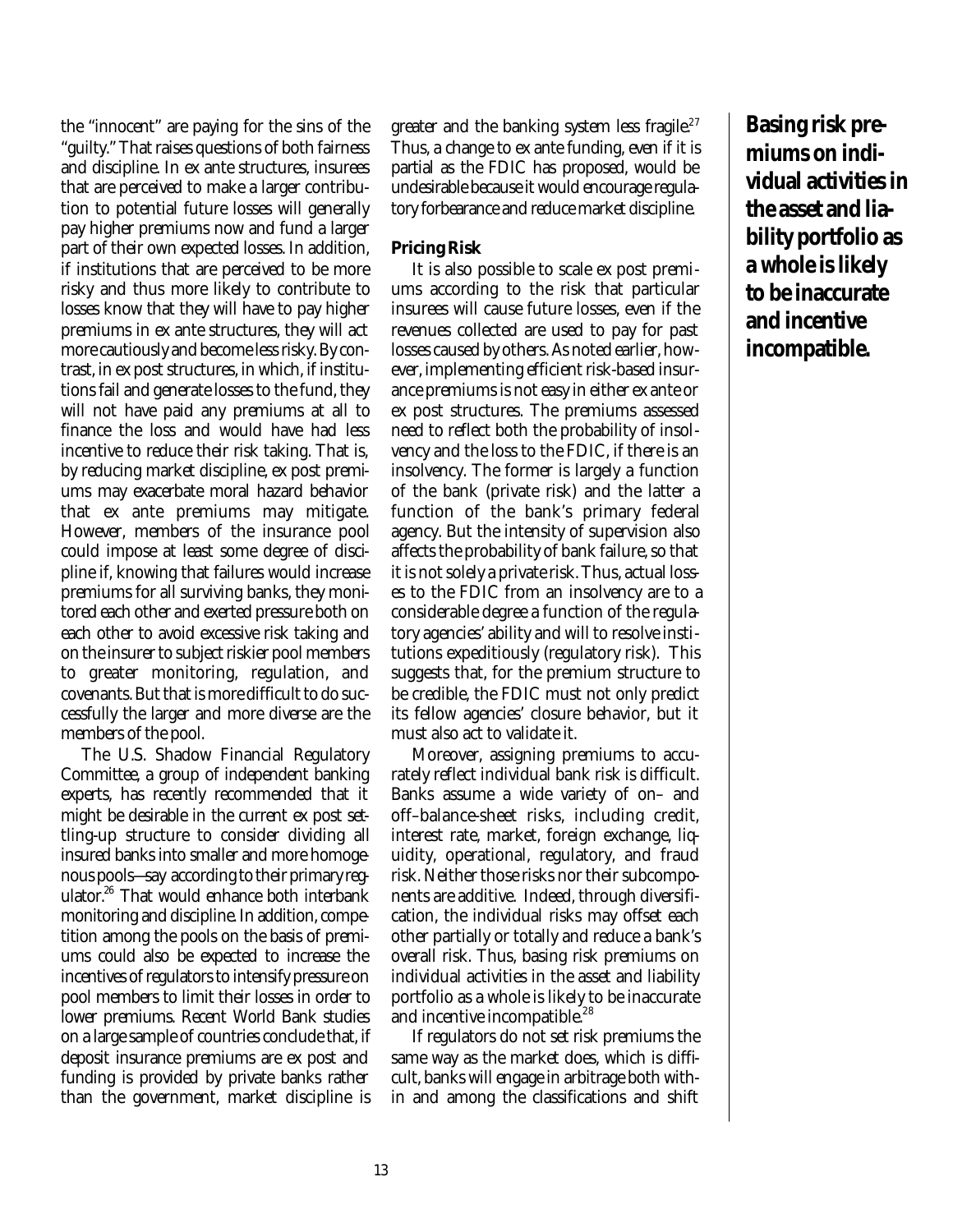the "innocent" are paying for the sins of the "guilty." That raises questions of both fairness and discipline. In ex ante structures, insurees that are perceived to make a larger contribution to potential future losses will generally pay higher premiums now and fund a larger part of their own expected losses. In addition, if institutions that are perceived to be more risky and thus more likely to contribute to losses know that they will have to pay higher premiums in ex ante structures, they will act more cautiously and become less risky. By contrast, in ex post structures, in which, if institutions fail and generate losses to the fund, they will not have paid any premiums at all to finance the loss and would have had less incentive to reduce their risk taking. That is, by reducing market discipline, ex post premiums may exacerbate moral hazard behavior that ex ante premiums may mitigate. However, members of the insurance pool could impose at least some degree of discipline if, knowing that failures would increase premiums for all surviving banks, they monitored each other and exerted pressure both on each other to avoid excessive risk taking and on the insurer to subject riskier pool members to greater monitoring, regulation, and covenants. But that is more difficult to do successfully the larger and more diverse are the members of the pool.

The U.S. Shadow Financial Regulatory Committee, a group of independent banking experts, has recently recommended that it might be desirable in the current ex post settling-up structure to consider dividing all insured banks into smaller and more homogenous pools—say according to their primary regulator.[26] That would enhance both interbank monitoring and discipline. In addition, competition among the pools on the basis of premiums could also be expected to increase the incentives of regulators to intensify pressure on pool members to limit their losses in order to lower premiums. Recent World Bank studies on a large sample of countries conclude that, if deposit insurance premiums are ex post and funding is provided by private banks rather than the government, market discipline is greater and the banking system less fragile.[27] Thus, a change to ex ante funding, even if it is partial as the FDIC has proposed, would be undesirable because it would encourage regulatory forbearance and reduce market discipline.

### Pricing Risk

It is also possible to scale ex post premiums according to the risk that particular insurees will cause future losses, even if the revenues collected are used to pay for past losses caused by others. As noted earlier, however, implementing efficient risk-based insurance premiums is not easy in either ex ante or ex post structures. The premiums assessed need to reflect both the probability of insolvency and the loss to the FDIC, if there is an insolvency. The former is largely a function of the bank (private risk) and the latter a function of the bank's primary federal agency. But the intensity of supervision also affects the probability of bank failure, so that it is not solely a private risk. Thus, actual losses to the FDIC from an insolvency are to a considerable degree a function of the regulatory agencies' ability and will to resolve institutions expeditiously (regulatory risk). This suggests that, for the premium structure to be credible, the FDIC must not only predict its fellow agencies' closure behavior, but it must also act to validate it.

Moreover, assigning premiums to accurately reflect individual bank risk is difficult. Banks assume a wide variety of on– and off–balance-sheet risks, including credit, interest rate, market, foreign exchange, liquidity, operational, regulatory, and fraud risk. Neither those risks nor their subcomponents are additive. Indeed, through diversification, the individual risks may offset each other partially or totally and reduce a bank's overall risk. Thus, basing risk premiums on individual activities in the asset and liability portfolio as a whole is likely to be inaccurate and incentive incompatible.[28]

If regulators do not set risk premiums the same way as the market does, which is difficult, banks will engage in arbitrage both within and among the classifications and shift

**Basing risk premiums on individual activities in the asset and liability portfolio as a whole is likely to be inaccurate and incentive incompatible.**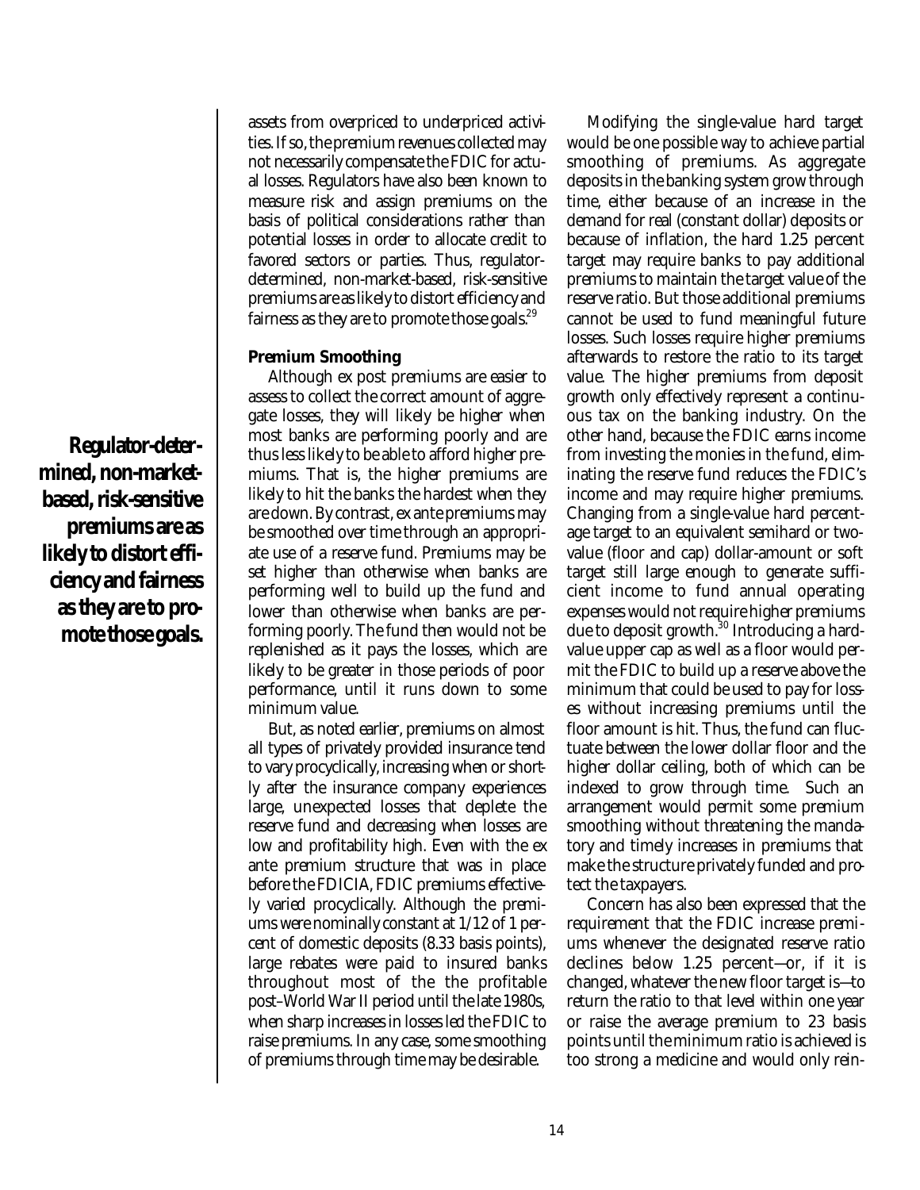assets from overpriced to underpriced activities. If so, the premium revenues collected may not necessarily compensate the FDIC for actual losses. Regulators have also been known to measure risk and assign premiums on the basis of political considerations rather than potential losses in order to allocate credit to favored sectors or parties. Thus, regulator-determined, non-market-based, risk-sensitive premiums are as likely to distort efficiency and fairness as they are to promote those goals.[29]

**Regulator-determined, non-market-based, risk-sensitive premiums are as likely to distort efficiency and fairness as they are to promote those goals.**

### Premium Smoothing

Although ex post premiums are easier to assess to collect the correct amount of aggregate losses, they will likely be higher when most banks are performing poorly and are thus less likely to be able to afford higher premiums. That is, the higher premiums are likely to hit the banks the hardest when they are down. By contrast, ex ante premiums may be smoothed over time through an appropriate use of a reserve fund. Premiums may be set higher than otherwise when banks are performing well to build up the fund and lower than otherwise when banks are performing poorly. The fund then would not be replenished as it pays the losses, which are likely to be greater in those periods of poor performance, until it runs down to some minimum value.

But, as noted earlier, premiums on almost all types of privately provided insurance tend to vary procyclically, increasing when or shortly after the insurance company experiences large, unexpected losses that deplete the reserve fund and decreasing when losses are low and profitability high. Even with the ex ante premium structure that was in place before the FDICIA, FDIC premiums effectively varied procyclically. Although the premiums were nominally constant at 1/12 of 1 percent of domestic deposits (8.33 basis points), large rebates were paid to insured banks throughout most of the the profitable post–World War II period until the late 1980s, when sharp increases in losses led the FDIC to raise premiums. In any case, some smoothing of premiums through time may be desirable.

Modifying the single-value hard target would be one possible way to achieve partial smoothing of premiums. As aggregate deposits in the banking system grow through time, either because of an increase in the demand for real (constant dollar) deposits or because of inflation, the hard 1.25 percent target may require banks to pay additional premiums to maintain the target value of the reserve ratio. But those additional premiums cannot be used to fund meaningful future losses. Such losses require higher premiums afterwards to restore the ratio to its target value. The higher premiums from deposit growth only effectively represent a continuous tax on the banking industry. On the other hand, because the FDIC earns income from investing the monies in the fund, eliminating the reserve fund reduces the FDIC's income and may require higher premiums. Changing from a single-value hard percentage target to an equivalent semihard or two-value (floor and cap) dollar-amount or soft target still large enough to generate sufficient income to fund annual operating expenses would not require higher premiums due to deposit growth.[30] Introducing a hard-value upper cap as well as a floor would permit the FDIC to build up a reserve above the minimum that could be used to pay for losses without increasing premiums until the floor amount is hit. Thus, the fund can fluctuate between the lower dollar floor and the higher dollar ceiling, both of which can be indexed to grow through time. Such an arrangement would permit some premium smoothing without threatening the mandatory and timely increases in premiums that make the structure privately funded and protect the taxpayers.

Concern has also been expressed that the requirement that the FDIC increase premiums whenever the designated reserve ratio declines below 1.25 percent—or, if it is changed, whatever the new floor target is—to return the ratio to that level within one year or raise the average premium to 23 basis points until the minimum ratio is achieved is too strong a medicine and would only rein-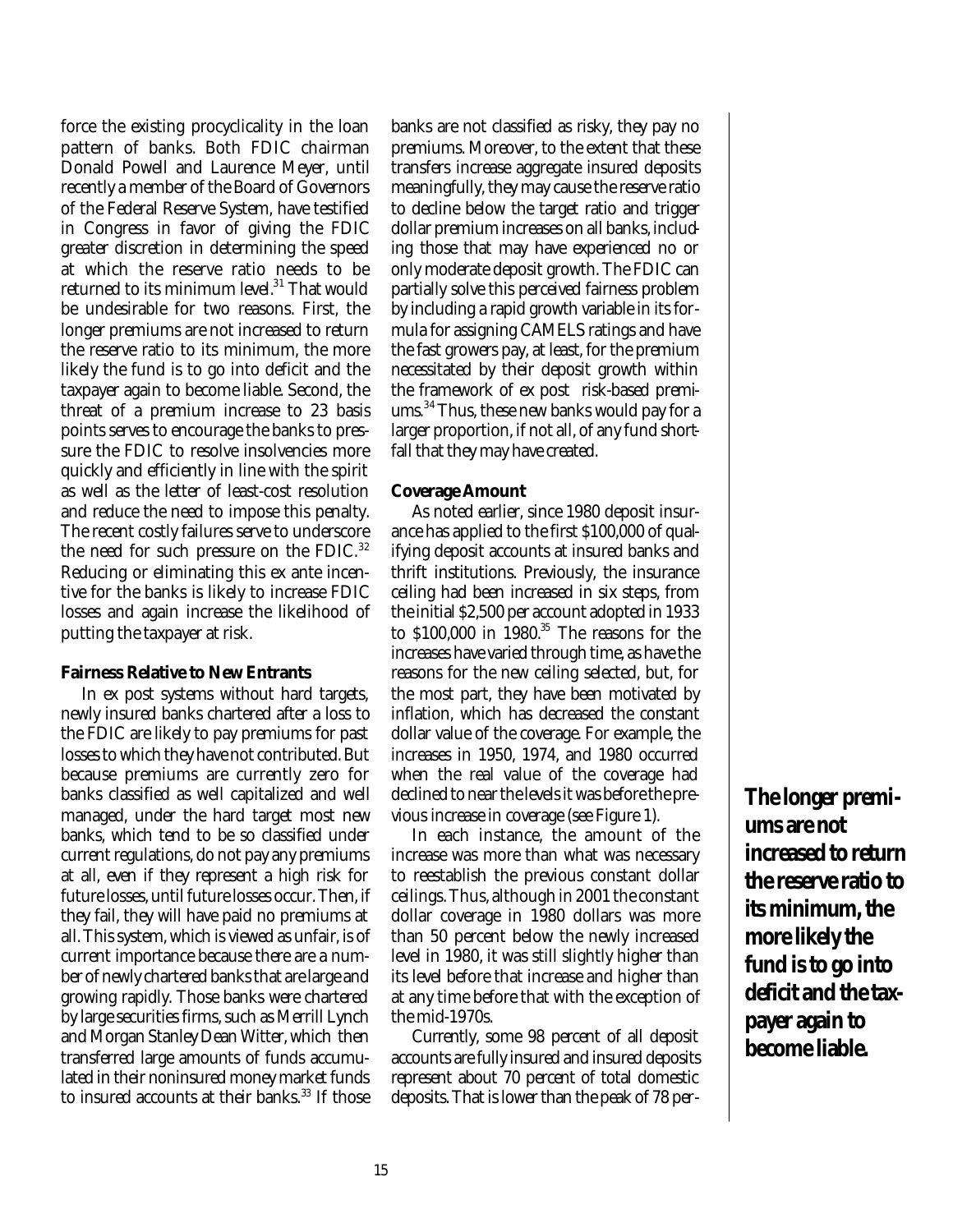force the existing procyclicality in the loan pattern of banks. Both FDIC chairman Donald Powell and Laurence Meyer, until recently a member of the Board of Governors of the Federal Reserve System, have testified in Congress in favor of giving the FDIC greater discretion in determining the speed at which the reserve ratio needs to be returned to its minimum level.[31] That would be undesirable for two reasons. First, the longer premiums are not increased to return the reserve ratio to its minimum, the more likely the fund is to go into deficit and the taxpayer again to become liable. Second, the threat of a premium increase to 23 basis points serves to encourage the banks to pressure the FDIC to resolve insolvencies more quickly and efficiently in line with the spirit as well as the letter of least-cost resolution and reduce the need to impose this penalty. The recent costly failures serve to underscore the need for such pressure on the FDIC.[32] Reducing or eliminating this ex ante incentive for the banks is likely to increase FDIC losses and again increase the likelihood of putting the taxpayer at risk.

**Fairness Relative to New Entrants**

In ex post systems without hard targets, newly insured banks chartered after a loss to the FDIC are likely to pay premiums for past losses to which they have not contributed. But because premiums are currently zero for banks classified as well capitalized and well managed, under the hard target most new banks, which tend to be so classified under current regulations, do not pay any premiums at all, even if they represent a high risk for future losses, until future losses occur. Then, if they fail, they will have paid no premiums at all. This system, which is viewed as unfair, is of current importance because there are a number of newly chartered banks that are large and growing rapidly. Those banks were chartered by large securities firms, such as Merrill Lynch and Morgan Stanley Dean Witter, which then transferred large amounts of funds accumulated in their noninsured money market funds to insured accounts at their banks.[33] If those banks are not classified as risky, they pay no premiums. Moreover, to the extent that these transfers increase aggregate insured deposits meaningfully, they may cause the reserve ratio to decline below the target ratio and trigger dollar premium increases on all banks, including those that may have experienced no or only moderate deposit growth. The FDIC can partially solve this perceived fairness problem by including a rapid growth variable in its formula for assigning CAMELS ratings and have the fast growers pay, at least, for the premium necessitated by their deposit growth within the framework of ex post risk-based premiums.[34] Thus, these new banks would pay for a larger proportion, if not all, of any fund shortfall that they may have created.

**Coverage Amount**

As noted earlier, since 1980 deposit insurance has applied to the first $100,000 of qualifying deposit accounts at insured banks and thrift institutions. Previously, the insurance ceiling had been increased in six steps, from the initial $2,500 per account adopted in 1933 to $100,000 in 1980.[35] The reasons for the increases have varied through time, as have the reasons for the new ceiling selected, but, for the most part, they have been motivated by inflation, which has decreased the constant dollar value of the coverage. For example, the increases in 1950, 1974, and 1980 occurred when the real value of the coverage had declined to near the levels it was before the previous increase in coverage (see Figure 1).

In each instance, the amount of the increase was more than what was necessary to reestablish the previous constant dollar ceilings. Thus, although in 2001 the constant dollar coverage in 1980 dollars was more than 50 percent below the newly increased level in 1980, it was still slightly higher than its level before that increase and higher than at any time before that with the exception of the mid-1970s.

Currently, some 98 percent of all deposit accounts are fully insured and insured deposits represent about 70 percent of total domestic deposits. That is lower than the peak of 78 per-

**The longer premiums are not increased to return the reserve ratio to its minimum, the more likely the fund is to go into deficit and the taxpayer again to become liable.**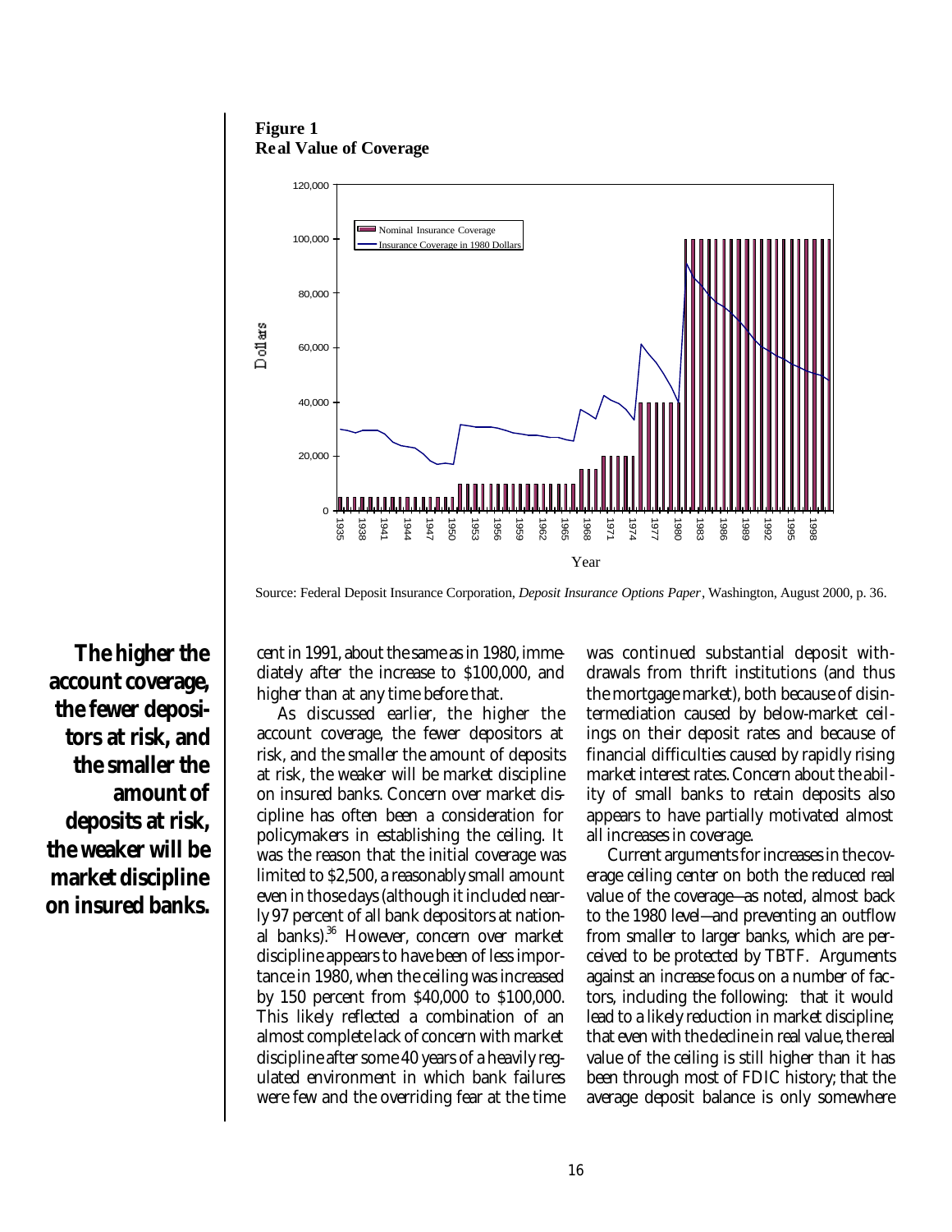**Figure 1**
**Real Value of Coverage**

120,000
100,000
80,000
60,000
40,000
20,000
0

Dollars

Nominal Insurance Coverage
Insurance Coverage in 1980 Dollars

1935 1938 1941 1944 1947 1950 1953 1956 1959 1962 1965 1968 1971 1974 1977 1980 1983 1986 1989 1992 1995 1998

Year

Source: Federal Deposit Insurance Corporation, *Deposit Insurance Options Paper*, Washington, August 2000, p. 36.

**The higher the account coverage, the fewer depositors at risk, and the smaller the amount of deposits at risk, the weaker will be market discipline on insured banks.**

cent in 1991, about the same as in 1980, immediately after the increase to $100,000, and higher than at any time before that.

As discussed earlier, the higher the account coverage, the fewer depositors at risk, and the smaller the amount of deposits at risk, the weaker will be market discipline on insured banks. Concern over market discipline has often been a consideration for policymakers in establishing the ceiling. It was the reason that the initial coverage was limited to $2,500, a reasonably small amount even in those days (although it included nearly 97 percent of all bank depositors at national banks).[36] However, concern over market discipline appears to have been of less importance in 1980, when the ceiling was increased by 150 percent from $40,000 to $100,000. This likely reflected a combination of an almost complete lack of concern with market discipline after some 40 years of a heavily regulated environment in which bank failures were few and the overriding fear at the time was continued substantial deposit withdrawals from thrift institutions (and thus the mortgage market), both because of disintermediation caused by below-market ceilings on their deposit rates and because of financial difficulties caused by rapidly rising market interest rates. Concern about the ability of small banks to retain deposits also appears to have partially motivated almost all increases in coverage.

Current arguments for increases in the coverage ceiling center on both the reduced real value of the coverage—as noted, almost back to the 1980 level—and preventing an outflow from smaller to larger banks, which are perceived to be protected by TBTF. Arguments against an increase focus on a number of factors, including the following: that it would lead to a likely reduction in market discipline; that even with the decline in real value, the real value of the ceiling is still higher than it has been through most of FDIC history; that the average deposit balance is only somewhere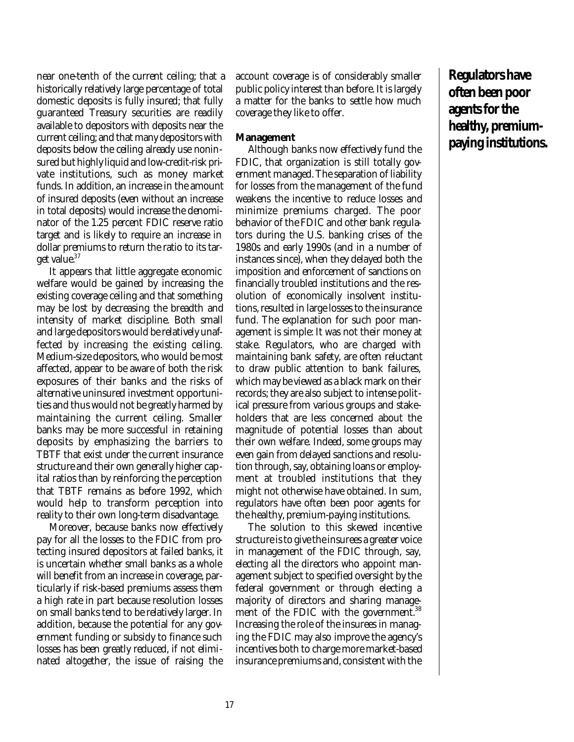near one-tenth of the current ceiling; that a historically relatively large percentage of total domestic deposits is fully insured; that fully guaranteed Treasury securities are readily available to depositors with deposits near the current ceiling; and that many depositors with deposits below the ceiling already use noninsured but highly liquid and low-credit-risk private institutions, such as money market funds. In addition, an increase in the amount of insured deposits (even without an increase in total deposits) would increase the denominator of the 1.25 percent FDIC reserve ratio target and is likely to require an increase in dollar premiums to return the ratio to its target value.[37]

It appears that little aggregate economic welfare would be gained by increasing the existing coverage ceiling and that something may be lost by decreasing the breadth and intensity of market discipline. Both small and large depositors would be relatively unaffected by increasing the existing ceiling. Medium-size depositors, who would be most affected, appear to be aware of both the risk exposures of their banks and the risks of alternative uninsured investment opportunities and thus would not be greatly harmed by maintaining the current ceiling. Smaller banks may be more successful in retaining deposits by emphasizing the barriers to TBTF that exist under the current insurance structure and their own generally higher capital ratios than by reinforcing the perception that TBTF remains as before 1992, which would help to transform perception into reality to their own long-term disadvantage.

Moreover, because banks now effectively pay for all the losses to the FDIC from protecting insured depositors at failed banks, it is uncertain whether small banks as a whole will benefit from an increase in coverage, particularly if risk-based premiums assess them a high rate in part because resolution losses on small banks tend to be relatively larger. In addition, because the potential for any government funding or subsidy to finance such losses has been greatly reduced, if not eliminated altogether, the issue of raising the account coverage is of considerably smaller public policy interest than before. It is largely a matter for the banks to settle how much coverage they like to offer.

**Management**

Although banks now effectively fund the FDIC, that organization is still totally government managed. The separation of liability for losses from the management of the fund weakens the incentive to reduce losses and minimize premiums charged. The poor behavior of the FDIC and other bank regulators during the U.S. banking crises of the 1980s and early 1990s (and in a number of instances since), when they delayed both the imposition and enforcement of sanctions on financially troubled institutions and the resolution of economically insolvent institutions, resulted in large losses to the insurance fund. The explanation for such poor management is simple: It was not their money at stake. Regulators, who are charged with maintaining bank safety, are often reluctant to draw public attention to bank failures, which may be viewed as a black mark on their records; they are also subject to intense political pressure from various groups and stakeholders that are less concerned about the magnitude of potential losses than about their own welfare. Indeed, some groups may even gain from delayed sanctions and resolution through, say, obtaining loans or employment at troubled institutions that they might not otherwise have obtained. In sum, regulators have often been poor agents for the healthy, premium-paying institutions.

**Regulators have often been poor agents for the healthy, premium-paying institutions.**

The solution to this skewed incentive structure is to give the insurees a greater voice in management of the FDIC through, say, electing all the directors who appoint management subject to specified oversight by the federal government or through electing a majority of directors and sharing management of the FDIC with the government.[38] Increasing the role of the insurees in managing the FDIC may also improve the agency's incentives both to charge more market-based insurance premiums and, consistent with the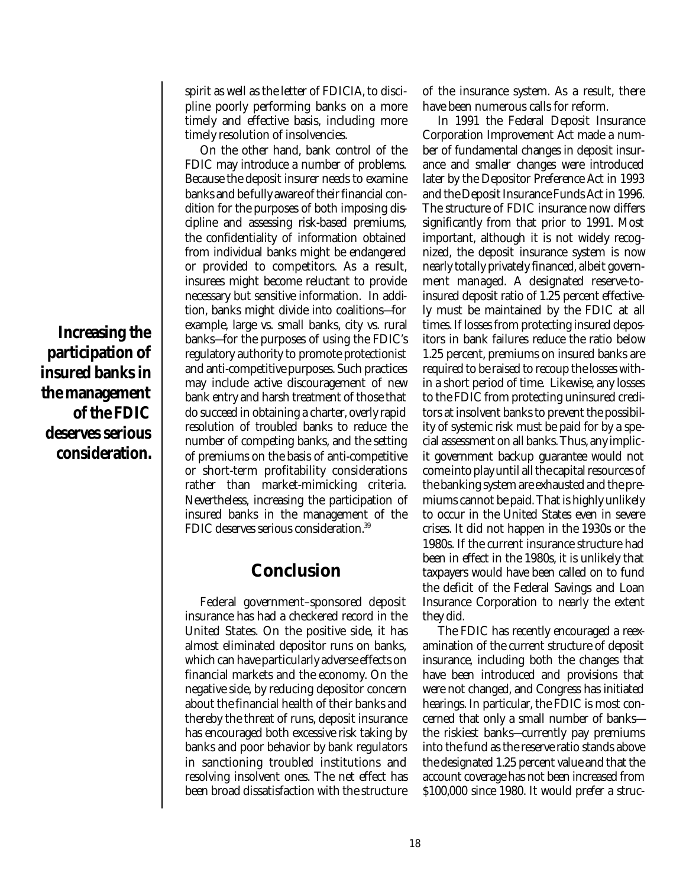spirit as well as the letter of FDICIA, to discipline poorly performing banks on a more timely and effective basis, including more timely resolution of insolvencies.

On the other hand, bank control of the FDIC may introduce a number of problems. Because the deposit insurer needs to examine banks and be fully aware of their financial condition for the purposes of both imposing discipline and assessing risk-based premiums, the confidentiality of information obtained from individual banks might be endangered or provided to competitors. As a result, insurees might become reluctant to provide necessary but sensitive information. In addition, banks might divide into coalitions—for example, large vs. small banks, city vs. rural banks—for the purposes of using the FDIC's regulatory authority to promote protectionist and anti-competitive purposes. Such practices may include active discouragement of new bank entry and harsh treatment of those that do succeed in obtaining a charter, overly rapid resolution of troubled banks to reduce the number of competing banks, and the setting of premiums on the basis of anti-competitive or short-term profitability considerations rather than market-mimicking criteria. Nevertheless, increasing the participation of insured banks in the management of the FDIC deserves serious consideration.[39]

**Increasing the participation of insured banks in the management of the FDIC deserves serious consideration.**

## Conclusion

Federal government–sponsored deposit insurance has had a checkered record in the United States. On the positive side, it has almost eliminated depositor runs on banks, which can have particularly adverse effects on financial markets and the economy. On the negative side, by reducing depositor concern about the financial health of their banks and thereby the threat of runs, deposit insurance has encouraged both excessive risk taking by banks and poor behavior by bank regulators in sanctioning troubled institutions and resolving insolvent ones. The net effect has been broad dissatisfaction with the structure of the insurance system. As a result, there have been numerous calls for reform.

In 1991 the Federal Deposit Insurance Corporation Improvement Act made a number of fundamental changes in deposit insurance and smaller changes were introduced later by the Depositor Preference Act in 1993 and the Deposit Insurance Funds Act in 1996. The structure of FDIC insurance now differs significantly from that prior to 1991. Most important, although it is not widely recognized, the deposit insurance system is now nearly totally privately financed, albeit government managed. A designated reserve-to-insured deposit ratio of 1.25 percent effectively must be maintained by the FDIC at all times. If losses from protecting insured depositors in bank failures reduce the ratio below 1.25 percent, premiums on insured banks are required to be raised to recoup the losses within a short period of time. Likewise, any losses to the FDIC from protecting uninsured creditors at insolvent banks to prevent the possibility of systemic risk must be paid for by a special assessment on all banks. Thus, any implicit government backup guarantee would not come into play until all the capital resources of the banking system are exhausted and the premiums cannot be paid. That is highly unlikely to occur in the United States even in severe crises. It did not happen in the 1930s or the 1980s. If the current insurance structure had been in effect in the 1980s, it is unlikely that taxpayers would have been called on to fund the deficit of the Federal Savings and Loan Insurance Corporation to nearly the extent they did.

The FDIC has recently encouraged a reexamination of the current structure of deposit insurance, including both the changes that have been introduced and provisions that were not changed, and Congress has initiated hearings. In particular, the FDIC is most concerned that only a small number of banks—the riskiest banks—currently pay premiums into the fund as the reserve ratio stands above the designated 1.25 percent value and that the account coverage has not been increased from $100,000 since 1980. It would prefer a struc-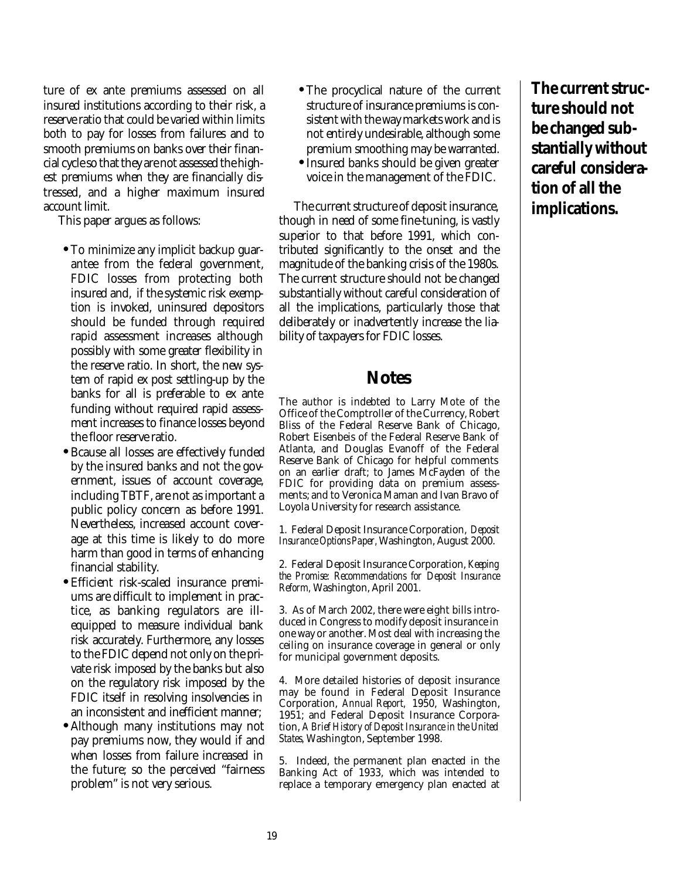ture of ex ante premiums assessed on all insured institutions according to their risk, a reserve ratio that could be varied within limits both to pay for losses from failures and to smooth premiums on banks over their financial cycle so that they are not assessed the highest premiums when they are financially distressed, and a higher maximum insured account limit.

This paper argues as follows:

- To minimize any implicit backup guarantee from the federal government, FDIC losses from protecting both insured and, if the systemic risk exemption is invoked, uninsured depositors should be funded through required rapid assessment increases although possibly with some greater flexibility in the reserve ratio. In short, the new system of rapid ex post settling-up by the banks for all is preferable to ex ante funding without required rapid assessment increases to finance losses beyond the floor reserve ratio.
- Bcause all losses are effectively funded by the insured banks and not the government, issues of account coverage, including TBTF, are not as important a public policy concern as before 1991. Nevertheless, increased account coverage at this time is likely to do more harm than good in terms of enhancing financial stability.
- Efficient risk-scaled insurance premiums are difficult to implement in practice, as banking regulators are ill-equipped to measure individual bank risk accurately. Furthermore, any losses to the FDIC depend not only on the private risk imposed by the banks but also on the regulatory risk imposed by the FDIC itself in resolving insolvencies in an inconsistent and inefficient manner;
- Although many institutions may not pay premiums now, they would if and when losses from failure increased in the future; so the perceived "fairness problem" is not very serious.
- The procyclical nature of the current structure of insurance premiums is consistent with the way markets work and is not entirely undesirable, although some premium smoothing may be warranted.
- Insured banks should be given greater voice in the management of the FDIC.

The current structure of deposit insurance, though in need of some fine-tuning, is vastly superior to that before 1991, which contributed significantly to the onset and the magnitude of the banking crisis of the 1980s. The current structure should not be changed substantially without careful consideration of all the implications, particularly those that deliberately or inadvertently increase the liability of taxpayers for FDIC losses.

**The current structure should not be changed substantially without careful consideration of all the implications.**

## Notes

The author is indebted to Larry Mote of the Office of the Comptroller of the Currency, Robert Bliss of the Federal Reserve Bank of Chicago, Robert Eisenbeis of the Federal Reserve Bank of Atlanta, and Douglas Evanoff of the Federal Reserve Bank of Chicago for helpful comments on an earlier draft; to James McFayden of the FDIC for providing data on premium assessments; and to Veronica Maman and Ivan Bravo of Loyola University for research assistance.

1. Federal Deposit Insurance Corporation, *Deposit Insurance Options Paper*, Washington, August 2000.

2. Federal Deposit Insurance Corporation, *Keeping the Promise: Recommendations for Deposit Insurance Reform*, Washington, April 2001.

3. As of March 2002, there were eight bills introduced in Congress to modify deposit insurance in one way or another. Most deal with increasing the ceiling on insurance coverage in general or only for municipal government deposits.

4. More detailed histories of deposit insurance may be found in Federal Deposit Insurance Corporation, *Annual Report*, 1950, Washington, 1951; and Federal Deposit Insurance Corporation, *A Brief History of Deposit Insurance in the United States*, Washington, September 1998.

5. Indeed, the permanent plan enacted in the Banking Act of 1933, which was intended to replace a temporary emergency plan enacted at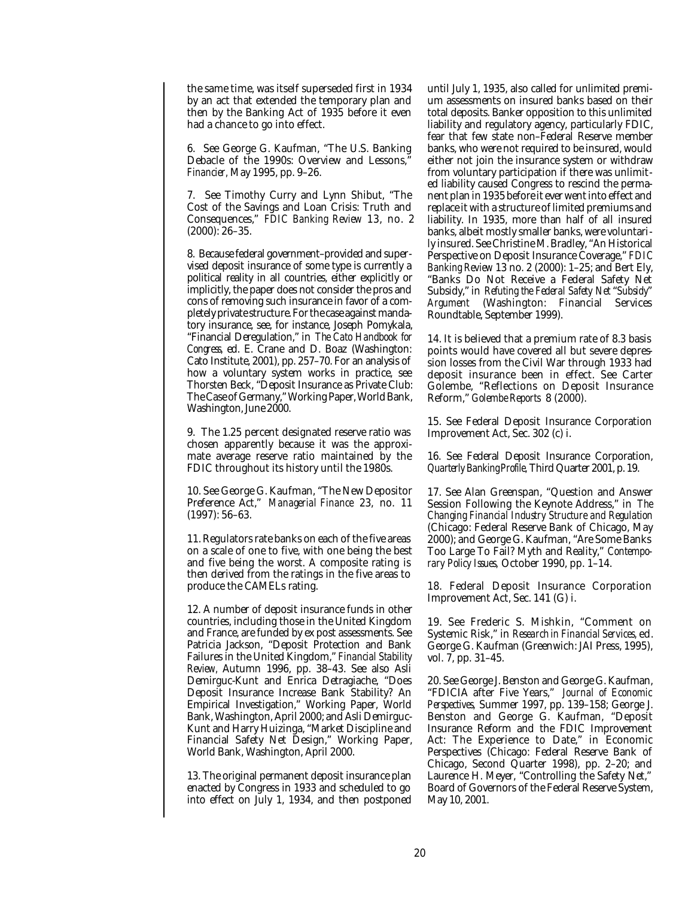the same time, was itself superseded first in 1934 by an act that extended the temporary plan and then by the Banking Act of 1935 before it even had a chance to go into effect.

6. See George G. Kaufman, "The U.S. Banking Debacle of the 1990s: Overview and Lessons," *Financier*, May 1995, pp. 9–26.

7. See Timothy Curry and Lynn Shibut, "The Cost of the Savings and Loan Crisis: Truth and Consequences," *FDIC Banking Review* 13, no. 2 (2000): 26–35.

8. Because federal government–provided and supervised deposit insurance of some type is currently a political reality in all countries, either explicitly or implicitly, the paper does not consider the pros and cons of removing such insurance in favor of a completely private structure. For the case against mandatory insurance, see, for instance, Joseph Pomykala, "Financial Deregulation," in *The Cato Handbook for Congress*, ed. E. Crane and D. Boaz (Washington: Cato Institute, 2001), pp. 257–70. For an analysis of how a voluntary system works in practice, see Thorsten Beck, "Deposit Insurance as Private Club: The Case of Germany," Working Paper, World Bank, Washington, June 2000.

9. The 1.25 percent designated reserve ratio was chosen apparently because it was the approximate average reserve ratio maintained by the FDIC throughout its history until the 1980s.

10. See George G. Kaufman, "The New Depositor Preference Act," *Managerial Finance* 23, no. 11 (1997): 56–63.

11. Regulators rate banks on each of the five areas on a scale of one to five, with one being the best and five being the worst. A composite rating is then derived from the ratings in the five areas to produce the CAMELs rating.

12. A number of deposit insurance funds in other countries, including those in the United Kingdom and France, are funded by ex post assessments. See Patricia Jackson, "Deposit Protection and Bank Failures in the United Kingdom," *Financial Stability Review*, Autumn 1996, pp. 38–43. See also Asli Demirguc-Kunt and Enrica Detragiache, "Does Deposit Insurance Increase Bank Stability? An Empirical Investigation," Working Paper, World Bank, Washington, April 2000; and Asli Demirguc-Kunt and Harry Huizinga, "Market Discipline and Financial Safety Net Design," Working Paper, World Bank, Washington, April 2000.

13. The original permanent deposit insurance plan enacted by Congress in 1933 and scheduled to go into effect on July 1, 1934, and then postponed until July 1, 1935, also called for unlimited premium assessments on insured banks based on their total deposits. Banker opposition to this unlimited liability and regulatory agency, particularly FDIC, fear that few state non–Federal Reserve member banks, who were not required to be insured, would either not join the insurance system or withdraw from voluntary participation if there was unlimited liability caused Congress to rescind the permanent plan in 1935 before it ever went into effect and replace it with a structure of limited premiums and liability. In 1935, more than half of all insured banks, albeit mostly smaller banks, were voluntarily insured. See Christine M. Bradley, "An Historical Perspective on Deposit Insurance Coverage," *FDIC Banking Review* 13 no. 2 (2000): 1–25; and Bert Ely, "Banks Do Not Receive a Federal Safety Net Subsidy," in *Refuting the Federal Safety Net "Subsidy" Argument* (Washington: Financial Services Roundtable, September 1999).

14. It is believed that a premium rate of 8.3 basis points would have covered all but severe depression losses from the Civil War through 1933 had deposit insurance been in effect. See Carter Golembe, "Reflections on Deposit Insurance Reform," *Golembe Reports* 8 (2000).

15. See Federal Deposit Insurance Corporation Improvement Act, Sec. 302 (c) i.

16. See Federal Deposit Insurance Corporation, *Quarterly Banking Profile*, Third Quarter 2001, p. 19.

17. See Alan Greenspan, "Question and Answer Session Following the Keynote Address," in *The Changing Financial Industry Structure and Regulation* (Chicago: Federal Reserve Bank of Chicago, May 2000); and George G. Kaufman, "Are Some Banks Too Large To Fail? Myth and Reality," *Contemporary Policy Issues*, October 1990, pp. 1–14.

18. Federal Deposit Insurance Corporation Improvement Act, Sec. 141 (G) i.

19. See Frederic S. Mishkin, "Comment on Systemic Risk," in *Research in Financial Services*, ed. George G. Kaufman (Greenwich: JAI Press, 1995), vol. 7, pp. 31–45.

20. See George J. Benston and George G. Kaufman, "FDICIA after Five Years," *Journal of Economic Perspectives*, Summer 1997, pp. 139–158; George J. Benston and George G. Kaufman, "Deposit Insurance Reform and the FDIC Improvement Act: The Experience to Date," in Economic Perspectives (Chicago: Federal Reserve Bank of Chicago, Second Quarter 1998), pp. 2–20; and Laurence H. Meyer, "Controlling the Safety Net," Board of Governors of the Federal Reserve System, May 10, 2001.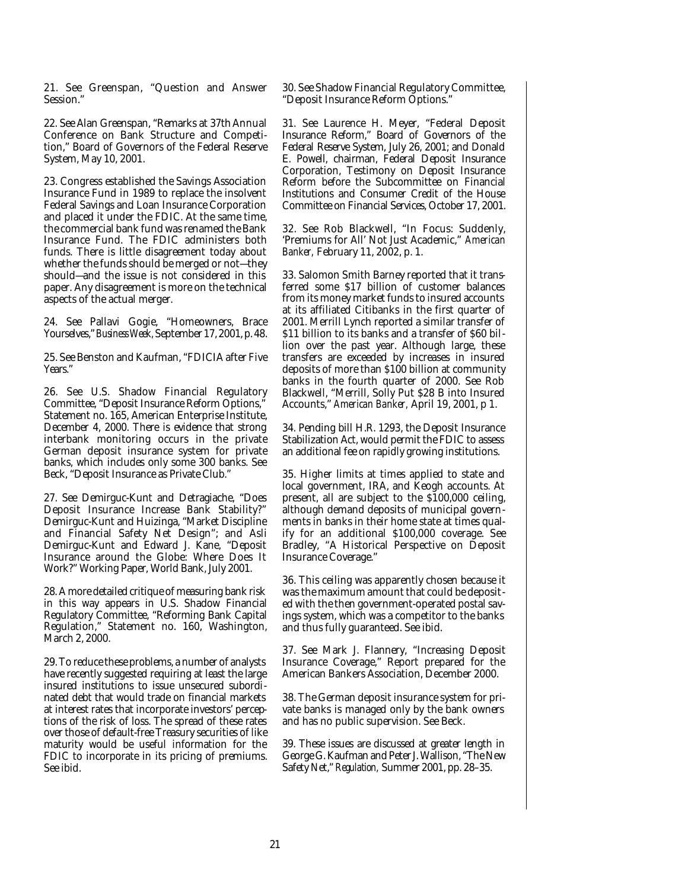21. See Greenspan, "Question and Answer Session."

22. See Alan Greenspan, "Remarks at 37th Annual Conference on Bank Structure and Competition," Board of Governors of the Federal Reserve System, May 10, 2001.

23. Congress established the Savings Association Insurance Fund in 1989 to replace the insolvent Federal Savings and Loan Insurance Corporation and placed it under the FDIC. At the same time, the commercial bank fund was renamed the Bank Insurance Fund. The FDIC administers both funds. There is little disagreement today about whether the funds should be merged or not—they should—and the issue is not considered in this paper. Any disagreement is more on the technical aspects of the actual merger.

24. See Pallavi Gogie, "Homeowners, Brace Yourselves," *BusinessWeek*, September 17, 2001, p. 48.

25. See Benston and Kaufman, "FDICIA after Five Years."

26. See U.S. Shadow Financial Regulatory Committee, "Deposit Insurance Reform Options," Statement no. 165, American Enterprise Institute, December 4, 2000. There is evidence that strong interbank monitoring occurs in the private German deposit insurance system for private banks, which includes only some 300 banks. See Beck, "Deposit Insurance as Private Club."

27. See Demirguc-Kunt and Detragiache, "Does Deposit Insurance Increase Bank Stability?" Demirguc-Kunt and Huizinga, "Market Discipline and Financial Safety Net Design"; and Asli Demirguc-Kunt and Edward J. Kane, "Deposit Insurance around the Globe: Where Does It Work?" Working Paper, World Bank, July 2001.

28. A more detailed critique of measuring bank risk in this way appears in U.S. Shadow Financial Regulatory Committee, "Reforming Bank Capital Regulation," Statement no. 160, Washington, March 2, 2000.

29. To reduce these problems, a number of analysts have recently suggested requiring at least the large insured institutions to issue unsecured subordinated debt that would trade on financial markets at interest rates that incorporate investors' perceptions of the risk of loss. The spread of these rates over those of default-free Treasury securities of like maturity would be useful information for the FDIC to incorporate in its pricing of premiums. See ibid.

30. See Shadow Financial Regulatory Committee, "Deposit Insurance Reform Options."

31. See Laurence H. Meyer, "Federal Deposit Insurance Reform," Board of Governors of the Federal Reserve System, July 26, 2001; and Donald E. Powell, chairman, Federal Deposit Insurance Corporation, Testimony on Deposit Insurance Reform before the Subcommittee on Financial Institutions and Consumer Credit of the House Committee on Financial Services, October 17, 2001.

32. See Rob Blackwell, "In Focus: Suddenly, 'Premiums for All' Not Just Academic," *American Banker*, February 11, 2002, p. 1.

33. Salomon Smith Barney reported that it transferred some $17 billion of customer balances from its money market funds to insured accounts at its affiliated Citibanks in the first quarter of 2001. Merrill Lynch reported a similar transfer of $11 billion to its banks and a transfer of $60 billion over the past year. Although large, these transfers are exceeded by increases in insured deposits of more than $100 billion at community banks in the fourth quarter of 2000. See Rob Blackwell, "Merrill, Solly Put $28 B into Insured Accounts," *American Banker*, April 19, 2001, p 1.

34. Pending bill H.R. 1293, the Deposit Insurance Stabilization Act, would permit the FDIC to assess an additional fee on rapidly growing institutions.

35. Higher limits at times applied to state and local government, IRA, and Keogh accounts. At present, all are subject to the $100,000 ceiling, although demand deposits of municipal governments in banks in their home state at times qualify for an additional $100,000 coverage. See Bradley, "A Historical Perspective on Deposit Insurance Coverage."

36. This ceiling was apparently chosen because it was the maximum amount that could be deposited with the then government-operated postal savings system, which was a competitor to the banks and thus fully guaranteed. See ibid.

37. See Mark J. Flannery, "Increasing Deposit Insurance Coverage," Report prepared for the American Bankers Association, December 2000.

38. The German deposit insurance system for private banks is managed only by the bank owners and has no public supervision. See Beck.

39. These issues are discussed at greater length in George G. Kaufman and Peter J. Wallison, "The New Safety Net," *Regulation*, Summer 2001, pp. 28–35.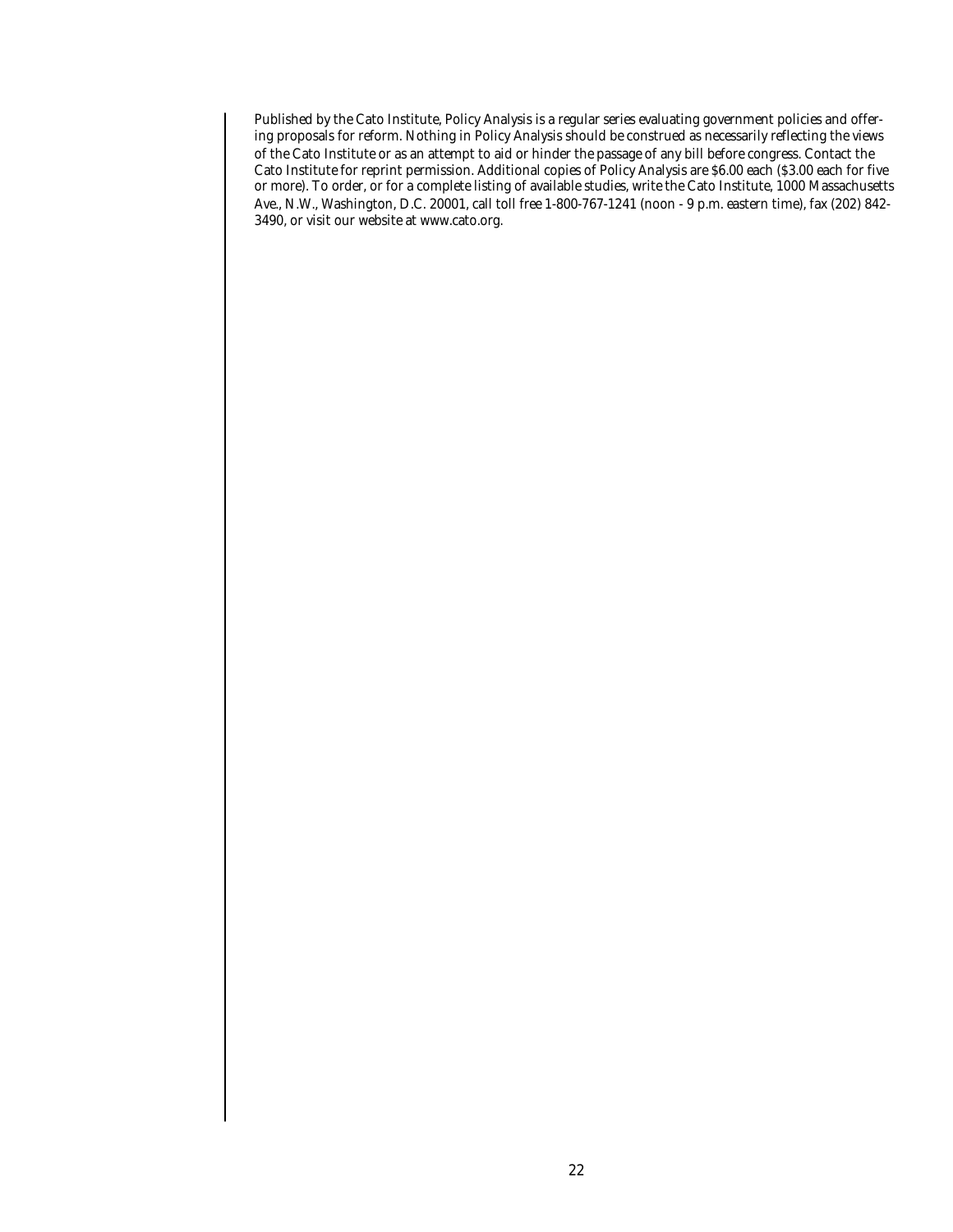Published by the Cato Institute, Policy Analysis is a regular series evaluating government policies and offering proposals for reform. Nothing in Policy Analysis should be construed as necessarily reflecting the views of the Cato Institute or as an attempt to aid or hinder the passage of any bill before congress. Contact the Cato Institute for reprint permission. Additional copies of Policy Analysis are $6.00 each ($3.00 each for five or more). To order, or for a complete listing of available studies, write the Cato Institute, 1000 Massachusetts Ave., N.W., Washington, D.C. 20001, call toll free 1-800-767-1241 (noon - 9 p.m. eastern time), fax (202) 842-3490, or visit our website at www.cato.org.